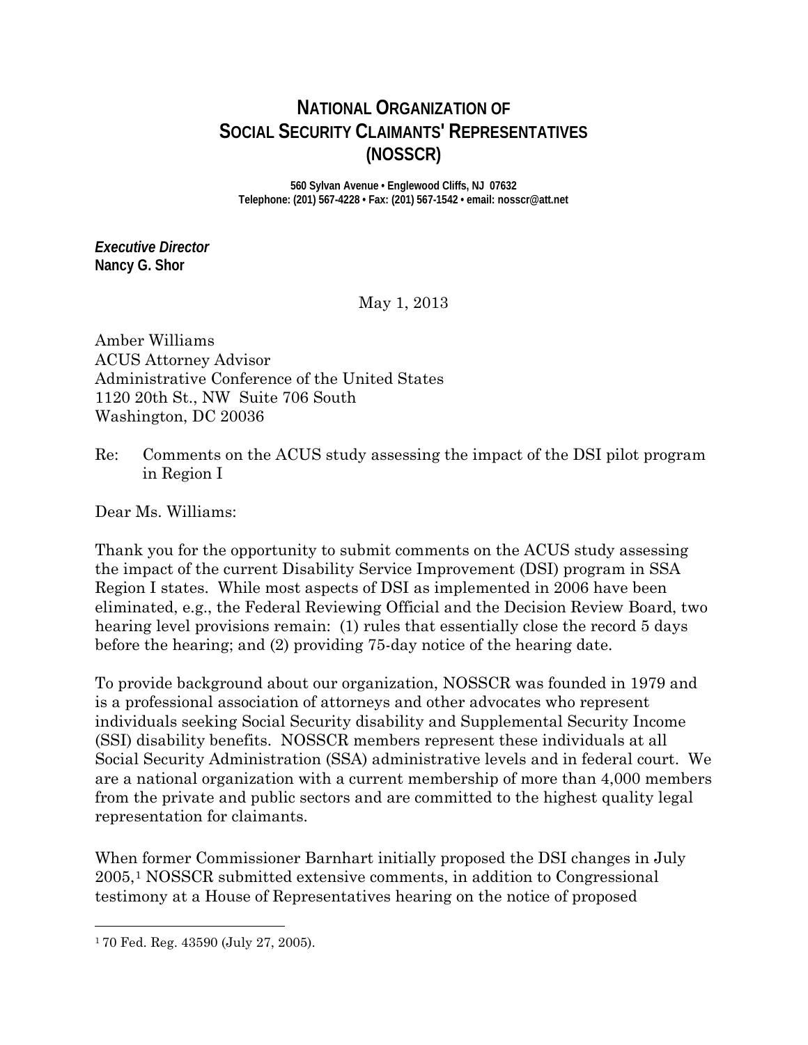# NATIONAL ORGANIZATION OF SOCIAL SECURITY CLAIMANTS' REPRESENTATIVES (NOSSCR)

**560 Sylvan Avenue • Englewood Cliffs, NJ 07632**
**Telephone: (201) 567-4228 • Fax: (201) 567-1542 • email: nosscr@att.net**

***Executive Director***
**Nancy G. Shor**

May 1, 2013

Amber Williams
ACUS Attorney Advisor
Administrative Conference of the United States
1120 20th St., NW Suite 706 South
Washington, DC 20036

Re: Comments on the ACUS study assessing the impact of the DSI pilot program in Region I

Dear Ms. Williams:

Thank you for the opportunity to submit comments on the ACUS study assessing the impact of the current Disability Service Improvement (DSI) program in SSA Region I states. While most aspects of DSI as implemented in 2006 have been eliminated, e.g., the Federal Reviewing Official and the Decision Review Board, two hearing level provisions remain: (1) rules that essentially close the record 5 days before the hearing; and (2) providing 75-day notice of the hearing date.

To provide background about our organization, NOSSCR was founded in 1979 and is a professional association of attorneys and other advocates who represent individuals seeking Social Security disability and Supplemental Security Income (SSI) disability benefits. NOSSCR members represent these individuals at all Social Security Administration (SSA) administrative levels and in federal court. We are a national organization with a current membership of more than 4,000 members from the private and public sectors and are committed to the highest quality legal representation for claimants.

When former Commissioner Barnhart initially proposed the DSI changes in July 2005,[1] NOSSCR submitted extensive comments, in addition to Congressional testimony at a House of Representatives hearing on the notice of proposed

---

[1] 70 Fed. Reg. 43590 (July 27, 2005).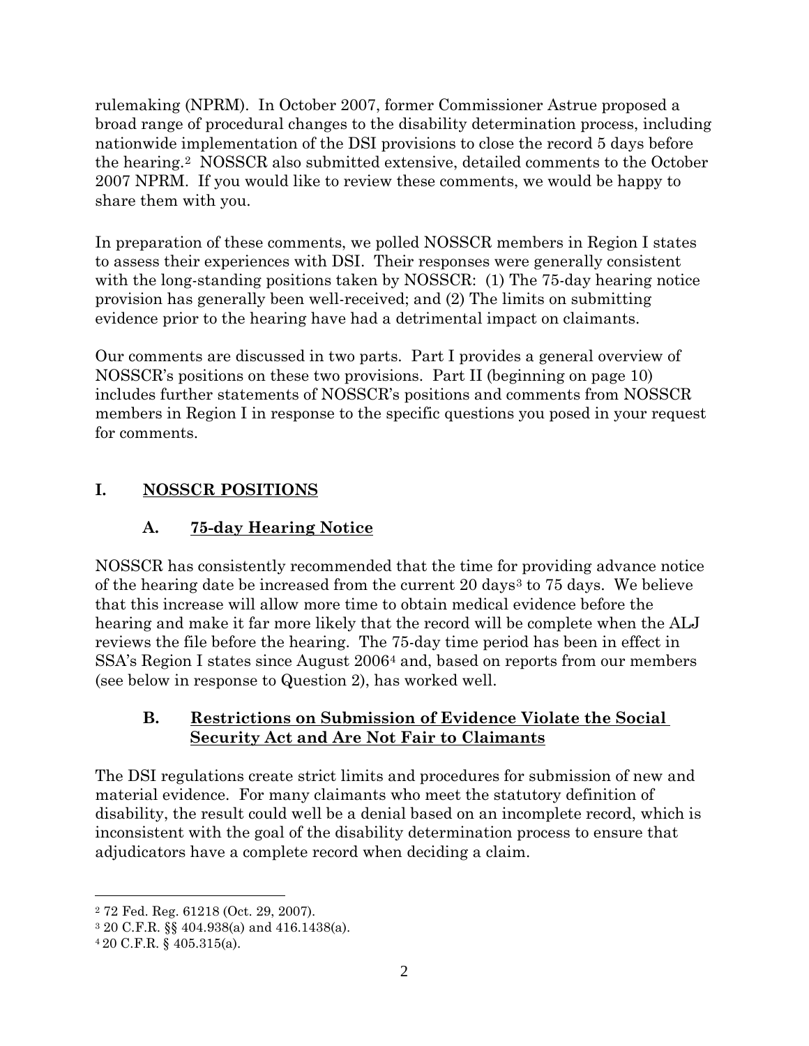rulemaking (NPRM). In October 2007, former Commissioner Astrue proposed a broad range of procedural changes to the disability determination process, including nationwide implementation of the DSI provisions to close the record 5 days before the hearing.[2] NOSSCR also submitted extensive, detailed comments to the October 2007 NPRM. If you would like to review these comments, we would be happy to share them with you.

In preparation of these comments, we polled NOSSCR members in Region I states to assess their experiences with DSI. Their responses were generally consistent with the long-standing positions taken by NOSSCR: (1) The 75-day hearing notice provision has generally been well-received; and (2) The limits on submitting evidence prior to the hearing have had a detrimental impact on claimants.

Our comments are discussed in two parts. Part I provides a general overview of NOSSCR's positions on these two provisions. Part II (beginning on page 10) includes further statements of NOSSCR's positions and comments from NOSSCR members in Region I in response to the specific questions you posed in your request for comments.

## I. NOSSCR POSITIONS

### A. 75-day Hearing Notice

NOSSCR has consistently recommended that the time for providing advance notice of the hearing date be increased from the current 20 days[3] to 75 days. We believe that this increase will allow more time to obtain medical evidence before the hearing and make it far more likely that the record will be complete when the ALJ reviews the file before the hearing. The 75-day time period has been in effect in SSA's Region I states since August 2006[4] and, based on reports from our members (see below in response to Question 2), has worked well.

### B. Restrictions on Submission of Evidence Violate the Social Security Act and Are Not Fair to Claimants

The DSI regulations create strict limits and procedures for submission of new and material evidence. For many claimants who meet the statutory definition of disability, the result could well be a denial based on an incomplete record, which is inconsistent with the goal of the disability determination process to ensure that adjudicators have a complete record when deciding a claim.

---

[2] 72 Fed. Reg. 61218 (Oct. 29, 2007).

[3] 20 C.F.R. §§ 404.938(a) and 416.1438(a).

[4] 20 C.F.R. § 405.315(a).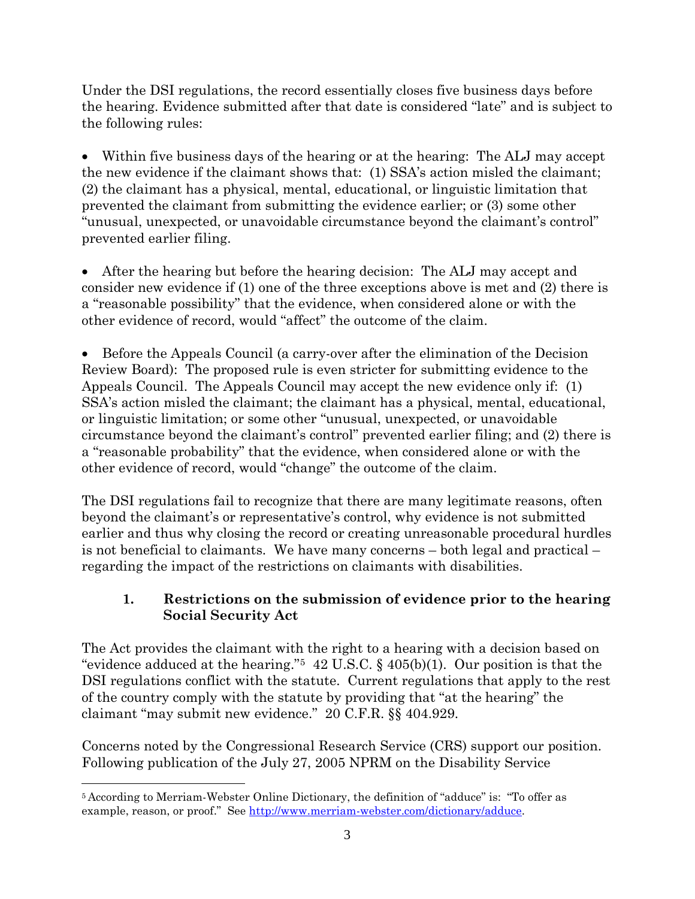Under the DSI regulations, the record essentially closes five business days before the hearing. Evidence submitted after that date is considered "late" and is subject to the following rules:

- Within five business days of the hearing or at the hearing: The ALJ may accept the new evidence if the claimant shows that: (1) SSA's action misled the claimant; (2) the claimant has a physical, mental, educational, or linguistic limitation that prevented the claimant from submitting the evidence earlier; or (3) some other "unusual, unexpected, or unavoidable circumstance beyond the claimant's control" prevented earlier filing.

- After the hearing but before the hearing decision: The ALJ may accept and consider new evidence if (1) one of the three exceptions above is met and (2) there is a "reasonable possibility" that the evidence, when considered alone or with the other evidence of record, would "affect" the outcome of the claim.

- Before the Appeals Council (a carry-over after the elimination of the Decision Review Board): The proposed rule is even stricter for submitting evidence to the Appeals Council. The Appeals Council may accept the new evidence only if: (1) SSA's action misled the claimant; the claimant has a physical, mental, educational, or linguistic limitation; or some other "unusual, unexpected, or unavoidable circumstance beyond the claimant's control" prevented earlier filing; and (2) there is a "reasonable probability" that the evidence, when considered alone or with the other evidence of record, would "change" the outcome of the claim.

The DSI regulations fail to recognize that there are many legitimate reasons, often beyond the claimant's or representative's control, why evidence is not submitted earlier and thus why closing the record or creating unreasonable procedural hurdles is not beneficial to claimants. We have many concerns – both legal and practical – regarding the impact of the restrictions on claimants with disabilities.

### 1. Restrictions on the submission of evidence prior to the hearing Social Security Act

The Act provides the claimant with the right to a hearing with a decision based on "evidence adduced at the hearing."[5] 42 U.S.C. § 405(b)(1). Our position is that the DSI regulations conflict with the statute. Current regulations that apply to the rest of the country comply with the statute by providing that "at the hearing" the claimant "may submit new evidence." 20 C.F.R. §§ 404.929.

Concerns noted by the Congressional Research Service (CRS) support our position. Following publication of the July 27, 2005 NPRM on the Disability Service

---

[5] According to Merriam-Webster Online Dictionary, the definition of "adduce" is: "To offer as example, reason, or proof." See http://www.merriam-webster.com/dictionary/adduce.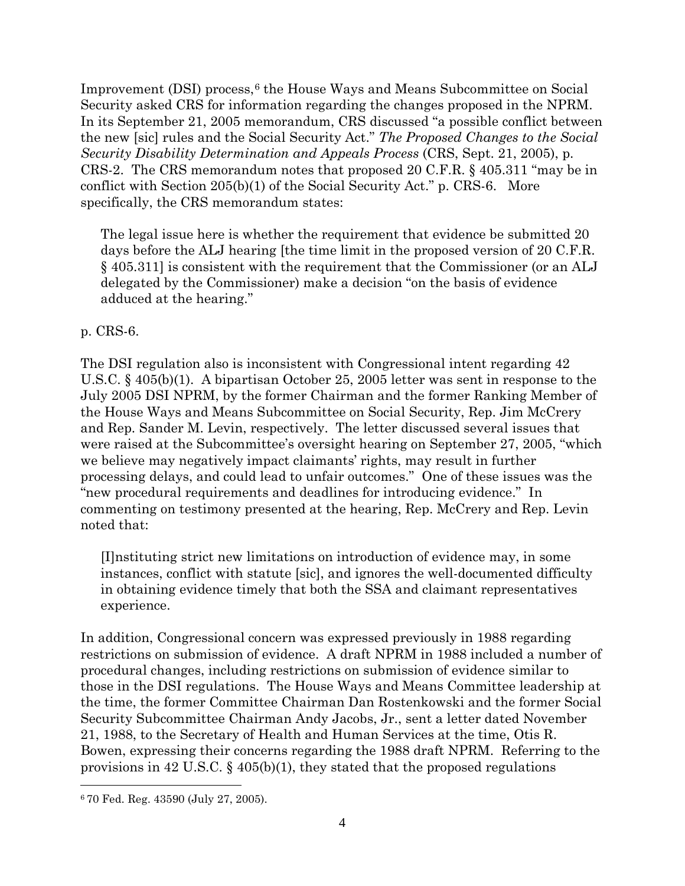Improvement (DSI) process,[6] the House Ways and Means Subcommittee on Social Security asked CRS for information regarding the changes proposed in the NPRM. In its September 21, 2005 memorandum, CRS discussed "a possible conflict between the new [sic] rules and the Social Security Act." *The Proposed Changes to the Social Security Disability Determination and Appeals Process* (CRS, Sept. 21, 2005), p. CRS-2. The CRS memorandum notes that proposed 20 C.F.R. § 405.311 "may be in conflict with Section 205(b)(1) of the Social Security Act." p. CRS-6. More specifically, the CRS memorandum states:

> The legal issue here is whether the requirement that evidence be submitted 20 days before the ALJ hearing [the time limit in the proposed version of 20 C.F.R. § 405.311] is consistent with the requirement that the Commissioner (or an ALJ delegated by the Commissioner) make a decision "on the basis of evidence adduced at the hearing."

p. CRS-6.

The DSI regulation also is inconsistent with Congressional intent regarding 42 U.S.C. § 405(b)(1). A bipartisan October 25, 2005 letter was sent in response to the July 2005 DSI NPRM, by the former Chairman and the former Ranking Member of the House Ways and Means Subcommittee on Social Security, Rep. Jim McCrery and Rep. Sander M. Levin, respectively. The letter discussed several issues that were raised at the Subcommittee's oversight hearing on September 27, 2005, "which we believe may negatively impact claimants' rights, may result in further processing delays, and could lead to unfair outcomes." One of these issues was the "new procedural requirements and deadlines for introducing evidence." In commenting on testimony presented at the hearing, Rep. McCrery and Rep. Levin noted that:

> [I]nstituting strict new limitations on introduction of evidence may, in some instances, conflict with statute [sic], and ignores the well-documented difficulty in obtaining evidence timely that both the SSA and claimant representatives experience.

In addition, Congressional concern was expressed previously in 1988 regarding restrictions on submission of evidence. A draft NPRM in 1988 included a number of procedural changes, including restrictions on submission of evidence similar to those in the DSI regulations. The House Ways and Means Committee leadership at the time, the former Committee Chairman Dan Rostenkowski and the former Social Security Subcommittee Chairman Andy Jacobs, Jr., sent a letter dated November 21, 1988, to the Secretary of Health and Human Services at the time, Otis R. Bowen, expressing their concerns regarding the 1988 draft NPRM. Referring to the provisions in 42 U.S.C. § 405(b)(1), they stated that the proposed regulations

[6] 70 Fed. Reg. 43590 (July 27, 2005).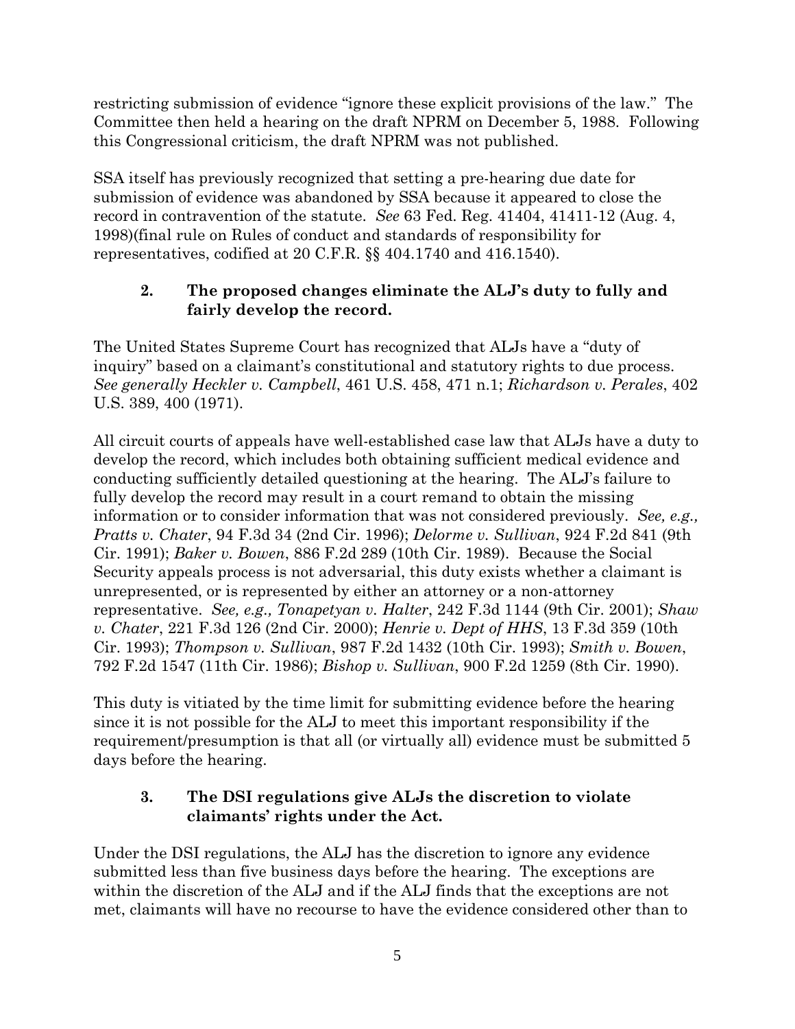restricting submission of evidence "ignore these explicit provisions of the law." The Committee then held a hearing on the draft NPRM on December 5, 1988. Following this Congressional criticism, the draft NPRM was not published.

SSA itself has previously recognized that setting a pre-hearing due date for submission of evidence was abandoned by SSA because it appeared to close the record in contravention of the statute. *See* 63 Fed. Reg. 41404, 41411-12 (Aug. 4, 1998)(final rule on Rules of conduct and standards of responsibility for representatives, codified at 20 C.F.R. §§ 404.1740 and 416.1540).

### 2. The proposed changes eliminate the ALJ's duty to fully and fairly develop the record.

The United States Supreme Court has recognized that ALJs have a "duty of inquiry" based on a claimant's constitutional and statutory rights to due process. *See generally Heckler v. Campbell*, 461 U.S. 458, 471 n.1; *Richardson v. Perales*, 402 U.S. 389, 400 (1971).

All circuit courts of appeals have well-established case law that ALJs have a duty to develop the record, which includes both obtaining sufficient medical evidence and conducting sufficiently detailed questioning at the hearing. The ALJ's failure to fully develop the record may result in a court remand to obtain the missing information or to consider information that was not considered previously. *See, e.g., Pratts v. Chater*, 94 F.3d 34 (2nd Cir. 1996); *Delorme v. Sullivan*, 924 F.2d 841 (9th Cir. 1991); *Baker v. Bowen*, 886 F.2d 289 (10th Cir. 1989). Because the Social Security appeals process is not adversarial, this duty exists whether a claimant is unrepresented, or is represented by either an attorney or a non-attorney representative. *See, e.g., Tonapetyan v. Halter*, 242 F.3d 1144 (9th Cir. 2001); *Shaw v. Chater*, 221 F.3d 126 (2nd Cir. 2000); *Henrie v. Dept of HHS*, 13 F.3d 359 (10th Cir. 1993); *Thompson v. Sullivan*, 987 F.2d 1432 (10th Cir. 1993); *Smith v. Bowen*, 792 F.2d 1547 (11th Cir. 1986); *Bishop v. Sullivan*, 900 F.2d 1259 (8th Cir. 1990).

This duty is vitiated by the time limit for submitting evidence before the hearing since it is not possible for the ALJ to meet this important responsibility if the requirement/presumption is that all (or virtually all) evidence must be submitted 5 days before the hearing.

### 3. The DSI regulations give ALJs the discretion to violate claimants' rights under the Act.

Under the DSI regulations, the ALJ has the discretion to ignore any evidence submitted less than five business days before the hearing. The exceptions are within the discretion of the ALJ and if the ALJ finds that the exceptions are not met, claimants will have no recourse to have the evidence considered other than to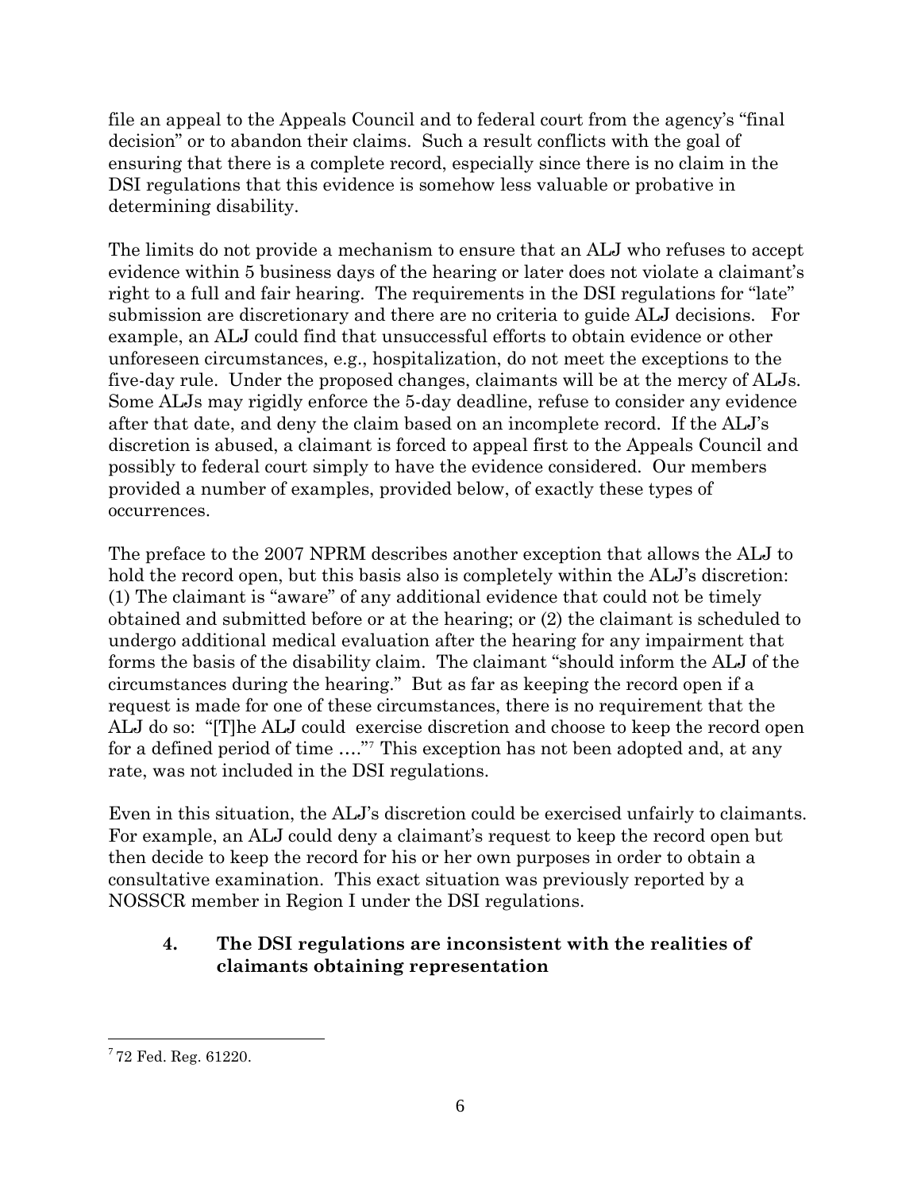file an appeal to the Appeals Council and to federal court from the agency's "final decision" or to abandon their claims. Such a result conflicts with the goal of ensuring that there is a complete record, especially since there is no claim in the DSI regulations that this evidence is somehow less valuable or probative in determining disability.

The limits do not provide a mechanism to ensure that an ALJ who refuses to accept evidence within 5 business days of the hearing or later does not violate a claimant's right to a full and fair hearing. The requirements in the DSI regulations for "late" submission are discretionary and there are no criteria to guide ALJ decisions. For example, an ALJ could find that unsuccessful efforts to obtain evidence or other unforeseen circumstances, e.g., hospitalization, do not meet the exceptions to the five-day rule. Under the proposed changes, claimants will be at the mercy of ALJs. Some ALJs may rigidly enforce the 5-day deadline, refuse to consider any evidence after that date, and deny the claim based on an incomplete record. If the ALJ's discretion is abused, a claimant is forced to appeal first to the Appeals Council and possibly to federal court simply to have the evidence considered. Our members provided a number of examples, provided below, of exactly these types of occurrences.

The preface to the 2007 NPRM describes another exception that allows the ALJ to hold the record open, but this basis also is completely within the ALJ's discretion: (1) The claimant is "aware" of any additional evidence that could not be timely obtained and submitted before or at the hearing; or (2) the claimant is scheduled to undergo additional medical evaluation after the hearing for any impairment that forms the basis of the disability claim. The claimant "should inform the ALJ of the circumstances during the hearing." But as far as keeping the record open if a request is made for one of these circumstances, there is no requirement that the ALJ do so: "[T]he ALJ could exercise discretion and choose to keep the record open for a defined period of time …."[7] This exception has not been adopted and, at any rate, was not included in the DSI regulations.

Even in this situation, the ALJ's discretion could be exercised unfairly to claimants. For example, an ALJ could deny a claimant's request to keep the record open but then decide to keep the record for his or her own purposes in order to obtain a consultative examination. This exact situation was previously reported by a NOSSCR member in Region I under the DSI regulations.

### 4. The DSI regulations are inconsistent with the realities of claimants obtaining representation

[7] 72 Fed. Reg. 61220.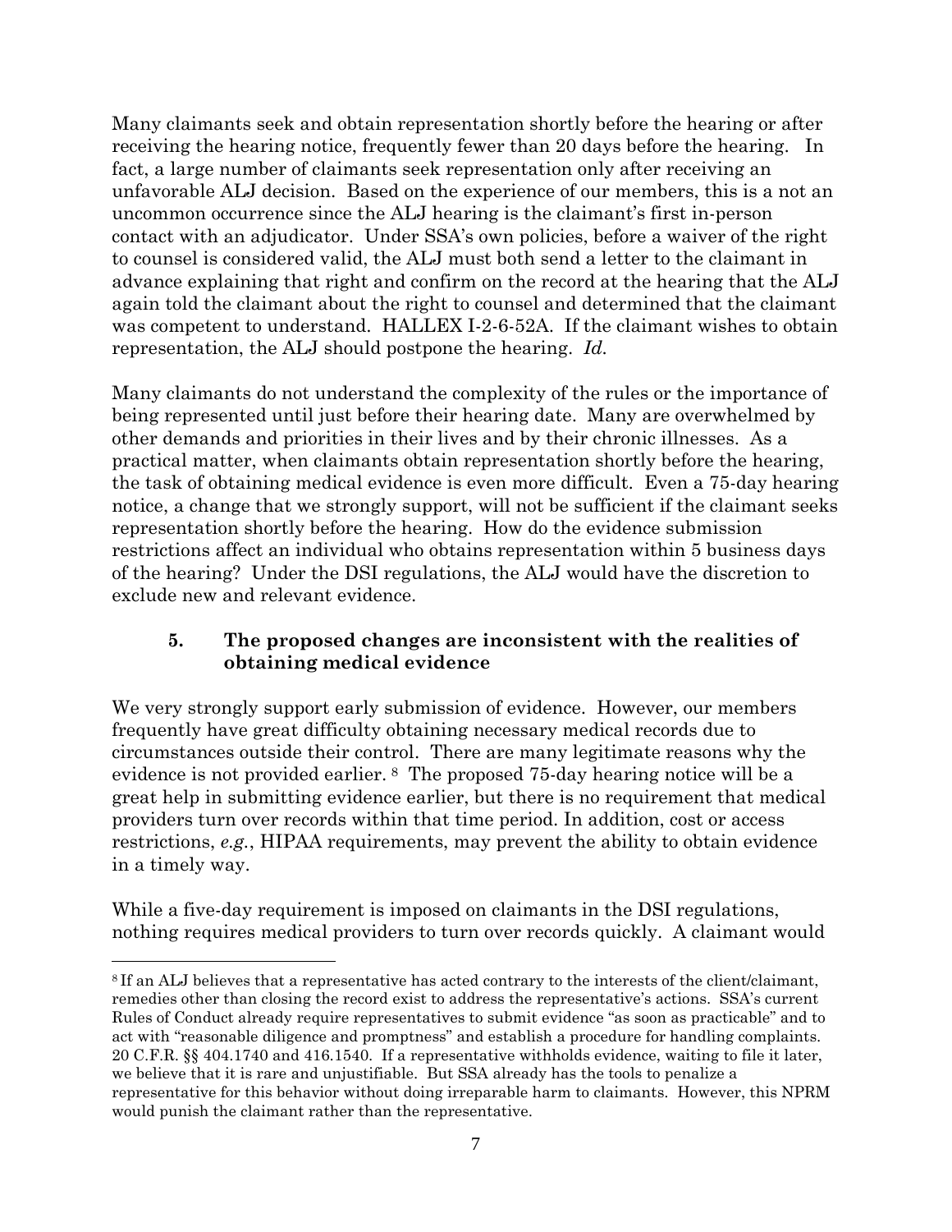Many claimants seek and obtain representation shortly before the hearing or after receiving the hearing notice, frequently fewer than 20 days before the hearing. In fact, a large number of claimants seek representation only after receiving an unfavorable ALJ decision. Based on the experience of our members, this is a not an uncommon occurrence since the ALJ hearing is the claimant's first in-person contact with an adjudicator. Under SSA's own policies, before a waiver of the right to counsel is considered valid, the ALJ must both send a letter to the claimant in advance explaining that right and confirm on the record at the hearing that the ALJ again told the claimant about the right to counsel and determined that the claimant was competent to understand. HALLEX I-2-6-52A. If the claimant wishes to obtain representation, the ALJ should postpone the hearing. *Id.*

Many claimants do not understand the complexity of the rules or the importance of being represented until just before their hearing date. Many are overwhelmed by other demands and priorities in their lives and by their chronic illnesses. As a practical matter, when claimants obtain representation shortly before the hearing, the task of obtaining medical evidence is even more difficult. Even a 75-day hearing notice, a change that we strongly support, will not be sufficient if the claimant seeks representation shortly before the hearing. How do the evidence submission restrictions affect an individual who obtains representation within 5 business days of the hearing? Under the DSI regulations, the ALJ would have the discretion to exclude new and relevant evidence.

### 5. The proposed changes are inconsistent with the realities of obtaining medical evidence

We very strongly support early submission of evidence. However, our members frequently have great difficulty obtaining necessary medical records due to circumstances outside their control. There are many legitimate reasons why the evidence is not provided earlier. [8] The proposed 75-day hearing notice will be a great help in submitting evidence earlier, but there is no requirement that medical providers turn over records within that time period. In addition, cost or access restrictions, *e.g.*, HIPAA requirements, may prevent the ability to obtain evidence in a timely way.

While a five-day requirement is imposed on claimants in the DSI regulations, nothing requires medical providers to turn over records quickly. A claimant would

---

[8] If an ALJ believes that a representative has acted contrary to the interests of the client/claimant, remedies other than closing the record exist to address the representative's actions. SSA's current Rules of Conduct already require representatives to submit evidence "as soon as practicable" and to act with "reasonable diligence and promptness" and establish a procedure for handling complaints. 20 C.F.R. §§ 404.1740 and 416.1540. If a representative withholds evidence, waiting to file it later, we believe that it is rare and unjustifiable. But SSA already has the tools to penalize a representative for this behavior without doing irreparable harm to claimants. However, this NPRM would punish the claimant rather than the representative.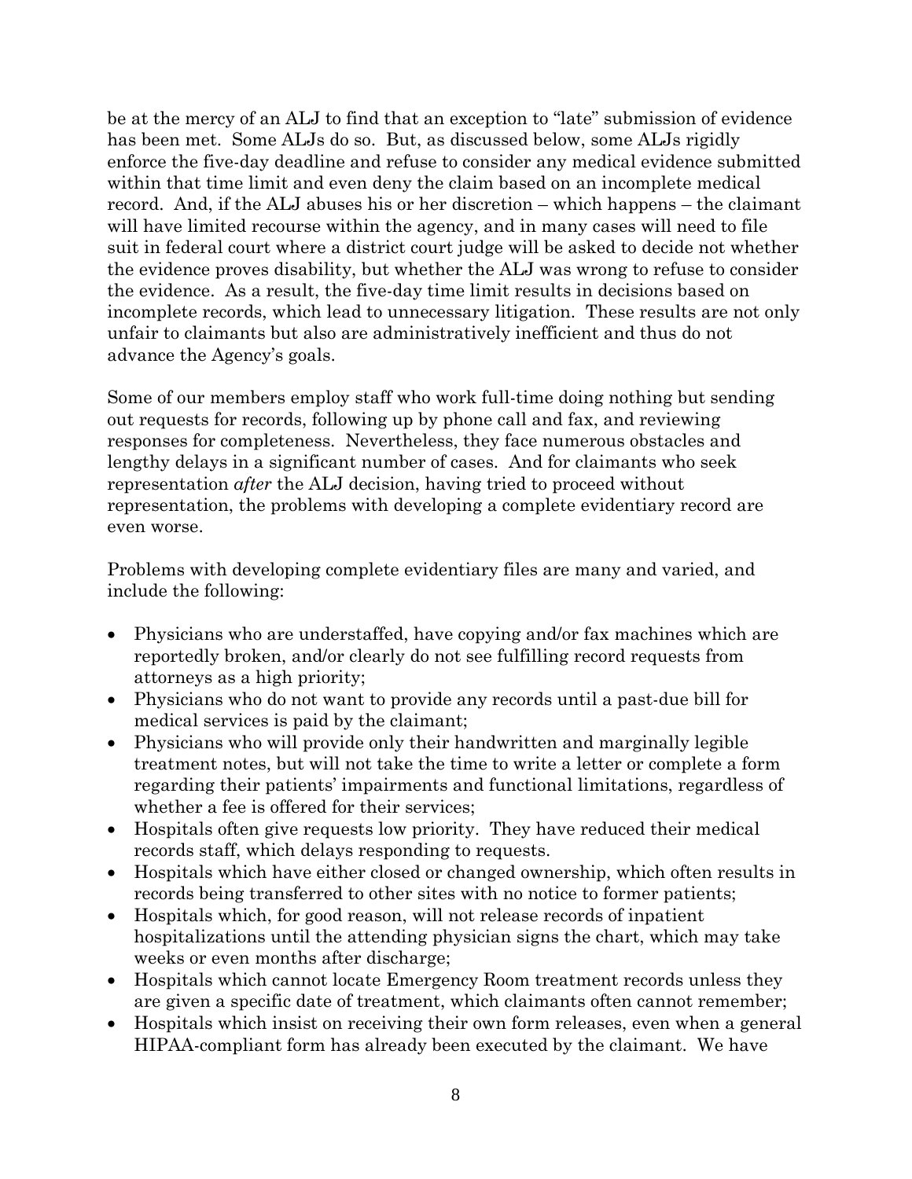be at the mercy of an ALJ to find that an exception to "late" submission of evidence has been met. Some ALJs do so. But, as discussed below, some ALJs rigidly enforce the five-day deadline and refuse to consider any medical evidence submitted within that time limit and even deny the claim based on an incomplete medical record. And, if the ALJ abuses his or her discretion – which happens – the claimant will have limited recourse within the agency, and in many cases will need to file suit in federal court where a district court judge will be asked to decide not whether the evidence proves disability, but whether the ALJ was wrong to refuse to consider the evidence. As a result, the five-day time limit results in decisions based on incomplete records, which lead to unnecessary litigation. These results are not only unfair to claimants but also are administratively inefficient and thus do not advance the Agency's goals.

Some of our members employ staff who work full-time doing nothing but sending out requests for records, following up by phone call and fax, and reviewing responses for completeness. Nevertheless, they face numerous obstacles and lengthy delays in a significant number of cases. And for claimants who seek representation *after* the ALJ decision, having tried to proceed without representation, the problems with developing a complete evidentiary record are even worse.

Problems with developing complete evidentiary files are many and varied, and include the following:

- Physicians who are understaffed, have copying and/or fax machines which are reportedly broken, and/or clearly do not see fulfilling record requests from attorneys as a high priority;
- Physicians who do not want to provide any records until a past-due bill for medical services is paid by the claimant;
- Physicians who will provide only their handwritten and marginally legible treatment notes, but will not take the time to write a letter or complete a form regarding their patients' impairments and functional limitations, regardless of whether a fee is offered for their services;
- Hospitals often give requests low priority. They have reduced their medical records staff, which delays responding to requests.
- Hospitals which have either closed or changed ownership, which often results in records being transferred to other sites with no notice to former patients;
- Hospitals which, for good reason, will not release records of inpatient hospitalizations until the attending physician signs the chart, which may take weeks or even months after discharge;
- Hospitals which cannot locate Emergency Room treatment records unless they are given a specific date of treatment, which claimants often cannot remember;
- Hospitals which insist on receiving their own form releases, even when a general HIPAA-compliant form has already been executed by the claimant. We have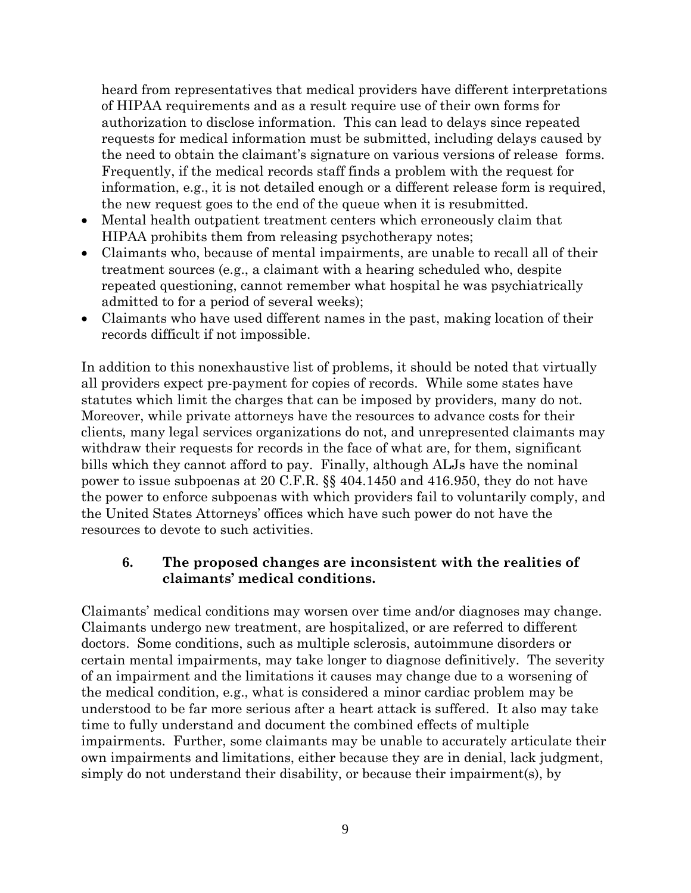heard from representatives that medical providers have different interpretations of HIPAA requirements and as a result require use of their own forms for authorization to disclose information. This can lead to delays since repeated requests for medical information must be submitted, including delays caused by the need to obtain the claimant's signature on various versions of release forms. Frequently, if the medical records staff finds a problem with the request for information, e.g., it is not detailed enough or a different release form is required, the new request goes to the end of the queue when it is resubmitted.

- Mental health outpatient treatment centers which erroneously claim that HIPAA prohibits them from releasing psychotherapy notes;
- Claimants who, because of mental impairments, are unable to recall all of their treatment sources (e.g., a claimant with a hearing scheduled who, despite repeated questioning, cannot remember what hospital he was psychiatrically admitted to for a period of several weeks);
- Claimants who have used different names in the past, making location of their records difficult if not impossible.

In addition to this nonexhaustive list of problems, it should be noted that virtually all providers expect pre-payment for copies of records. While some states have statutes which limit the charges that can be imposed by providers, many do not. Moreover, while private attorneys have the resources to advance costs for their clients, many legal services organizations do not, and unrepresented claimants may withdraw their requests for records in the face of what are, for them, significant bills which they cannot afford to pay. Finally, although ALJs have the nominal power to issue subpoenas at 20 C.F.R. §§ 404.1450 and 416.950, they do not have the power to enforce subpoenas with which providers fail to voluntarily comply, and the United States Attorneys' offices which have such power do not have the resources to devote to such activities.

### 6. The proposed changes are inconsistent with the realities of claimants' medical conditions.

Claimants' medical conditions may worsen over time and/or diagnoses may change. Claimants undergo new treatment, are hospitalized, or are referred to different doctors. Some conditions, such as multiple sclerosis, autoimmune disorders or certain mental impairments, may take longer to diagnose definitively. The severity of an impairment and the limitations it causes may change due to a worsening of the medical condition, e.g., what is considered a minor cardiac problem may be understood to be far more serious after a heart attack is suffered. It also may take time to fully understand and document the combined effects of multiple impairments. Further, some claimants may be unable to accurately articulate their own impairments and limitations, either because they are in denial, lack judgment, simply do not understand their disability, or because their impairment(s), by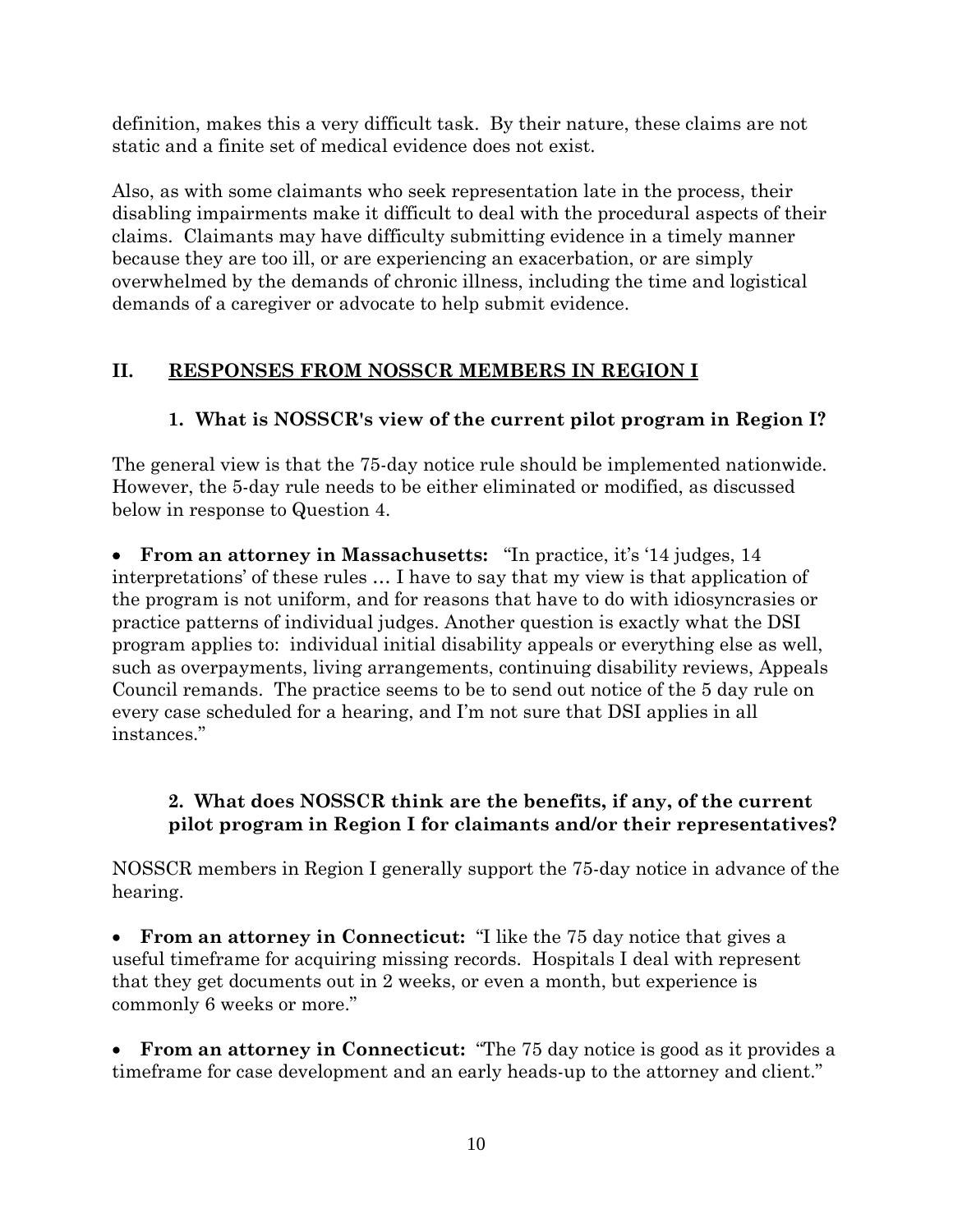definition, makes this a very difficult task. By their nature, these claims are not static and a finite set of medical evidence does not exist.

Also, as with some claimants who seek representation late in the process, their disabling impairments make it difficult to deal with the procedural aspects of their claims. Claimants may have difficulty submitting evidence in a timely manner because they are too ill, or are experiencing an exacerbation, or are simply overwhelmed by the demands of chronic illness, including the time and logistical demands of a caregiver or advocate to help submit evidence.

## II. RESPONSES FROM NOSSCR MEMBERS IN REGION I

### 1. What is NOSSCR's view of the current pilot program in Region I?

The general view is that the 75-day notice rule should be implemented nationwide. However, the 5-day rule needs to be either eliminated or modified, as discussed below in response to Question 4.

- **From an attorney in Massachusetts:** "In practice, it's '14 judges, 14 interpretations' of these rules … I have to say that my view is that application of the program is not uniform, and for reasons that have to do with idiosyncrasies or practice patterns of individual judges. Another question is exactly what the DSI program applies to: individual initial disability appeals or everything else as well, such as overpayments, living arrangements, continuing disability reviews, Appeals Council remands. The practice seems to be to send out notice of the 5 day rule on every case scheduled for a hearing, and I'm not sure that DSI applies in all instances."

### 2. What does NOSSCR think are the benefits, if any, of the current pilot program in Region I for claimants and/or their representatives?

NOSSCR members in Region I generally support the 75-day notice in advance of the hearing.

- **From an attorney in Connecticut:** "I like the 75 day notice that gives a useful timeframe for acquiring missing records. Hospitals I deal with represent that they get documents out in 2 weeks, or even a month, but experience is commonly 6 weeks or more."

- **From an attorney in Connecticut:** "The 75 day notice is good as it provides a timeframe for case development and an early heads-up to the attorney and client."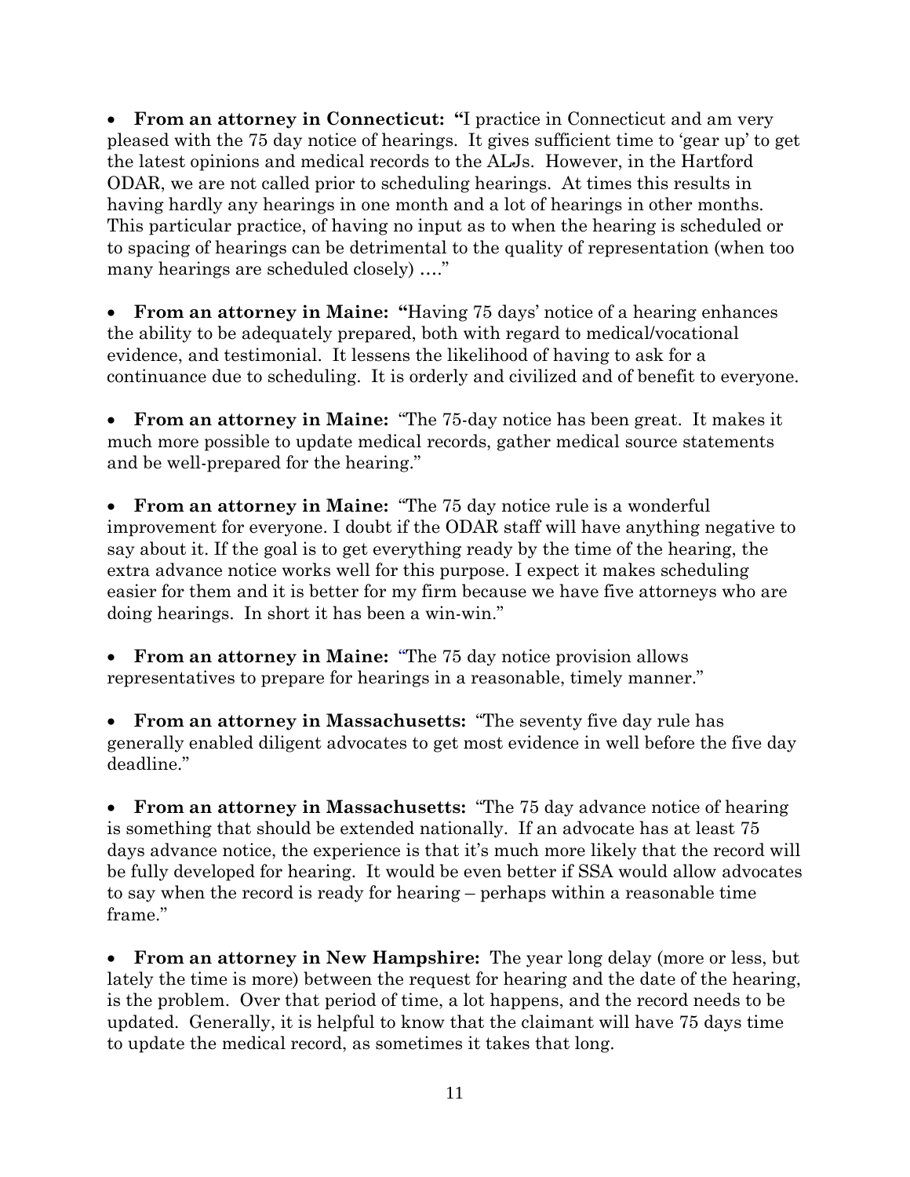- **From an attorney in Connecticut: "**I practice in Connecticut and am very pleased with the 75 day notice of hearings. It gives sufficient time to 'gear up' to get the latest opinions and medical records to the ALJs. However, in the Hartford ODAR, we are not called prior to scheduling hearings. At times this results in having hardly any hearings in one month and a lot of hearings in other months. This particular practice, of having no input as to when the hearing is scheduled or to spacing of hearings can be detrimental to the quality of representation (when too many hearings are scheduled closely) …."

- **From an attorney in Maine: "**Having 75 days' notice of a hearing enhances the ability to be adequately prepared, both with regard to medical/vocational evidence, and testimonial. It lessens the likelihood of having to ask for a continuance due to scheduling. It is orderly and civilized and of benefit to everyone.

- **From an attorney in Maine:** "The 75-day notice has been great. It makes it much more possible to update medical records, gather medical source statements and be well-prepared for the hearing."

- **From an attorney in Maine:** "The 75 day notice rule is a wonderful improvement for everyone. I doubt if the ODAR staff will have anything negative to say about it. If the goal is to get everything ready by the time of the hearing, the extra advance notice works well for this purpose. I expect it makes scheduling easier for them and it is better for my firm because we have five attorneys who are doing hearings. In short it has been a win-win."

- **From an attorney in Maine:** "The 75 day notice provision allows representatives to prepare for hearings in a reasonable, timely manner."

- **From an attorney in Massachusetts:** "The seventy five day rule has generally enabled diligent advocates to get most evidence in well before the five day deadline."

- **From an attorney in Massachusetts:** "The 75 day advance notice of hearing is something that should be extended nationally. If an advocate has at least 75 days advance notice, the experience is that it's much more likely that the record will be fully developed for hearing. It would be even better if SSA would allow advocates to say when the record is ready for hearing – perhaps within a reasonable time frame."

- **From an attorney in New Hampshire:** The year long delay (more or less, but lately the time is more) between the request for hearing and the date of the hearing, is the problem. Over that period of time, a lot happens, and the record needs to be updated. Generally, it is helpful to know that the claimant will have 75 days time to update the medical record, as sometimes it takes that long.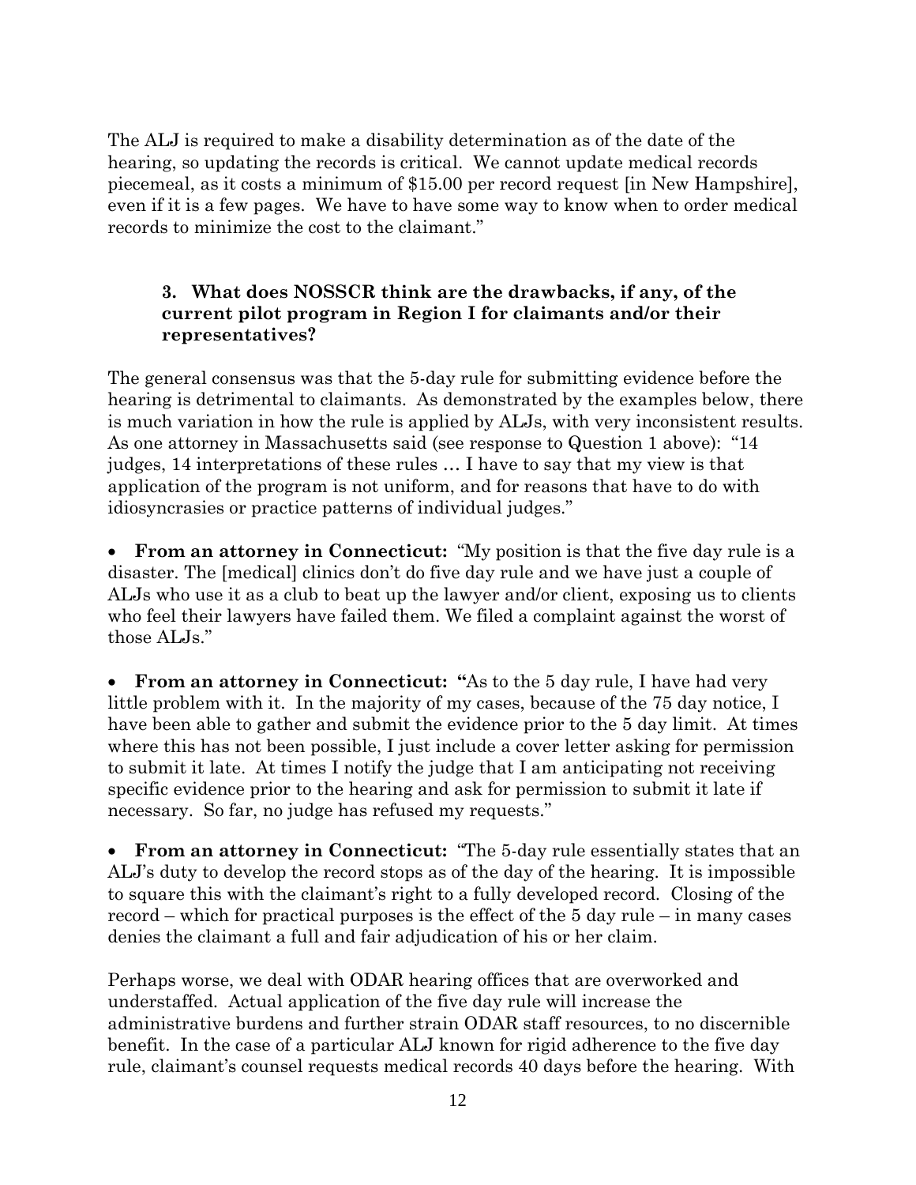The ALJ is required to make a disability determination as of the date of the hearing, so updating the records is critical. We cannot update medical records piecemeal, as it costs a minimum of $15.00 per record request [in New Hampshire], even if it is a few pages. We have to have some way to know when to order medical records to minimize the cost to the claimant."

### 3. What does NOSSCR think are the drawbacks, if any, of the current pilot program in Region I for claimants and/or their representatives?

The general consensus was that the 5-day rule for submitting evidence before the hearing is detrimental to claimants. As demonstrated by the examples below, there is much variation in how the rule is applied by ALJs, with very inconsistent results. As one attorney in Massachusetts said (see response to Question 1 above): "14 judges, 14 interpretations of these rules … I have to say that my view is that application of the program is not uniform, and for reasons that have to do with idiosyncrasies or practice patterns of individual judges."

- **From an attorney in Connecticut:** "My position is that the five day rule is a disaster. The [medical] clinics don't do five day rule and we have just a couple of ALJs who use it as a club to beat up the lawyer and/or client, exposing us to clients who feel their lawyers have failed them. We filed a complaint against the worst of those ALJs."

- **From an attorney in Connecticut: "**As to the 5 day rule, I have had very little problem with it. In the majority of my cases, because of the 75 day notice, I have been able to gather and submit the evidence prior to the 5 day limit. At times where this has not been possible, I just include a cover letter asking for permission to submit it late. At times I notify the judge that I am anticipating not receiving specific evidence prior to the hearing and ask for permission to submit it late if necessary. So far, no judge has refused my requests."

- **From an attorney in Connecticut:** "The 5-day rule essentially states that an ALJ's duty to develop the record stops as of the day of the hearing. It is impossible to square this with the claimant's right to a fully developed record. Closing of the record – which for practical purposes is the effect of the 5 day rule – in many cases denies the claimant a full and fair adjudication of his or her claim.

Perhaps worse, we deal with ODAR hearing offices that are overworked and understaffed. Actual application of the five day rule will increase the administrative burdens and further strain ODAR staff resources, to no discernible benefit. In the case of a particular ALJ known for rigid adherence to the five day rule, claimant's counsel requests medical records 40 days before the hearing. With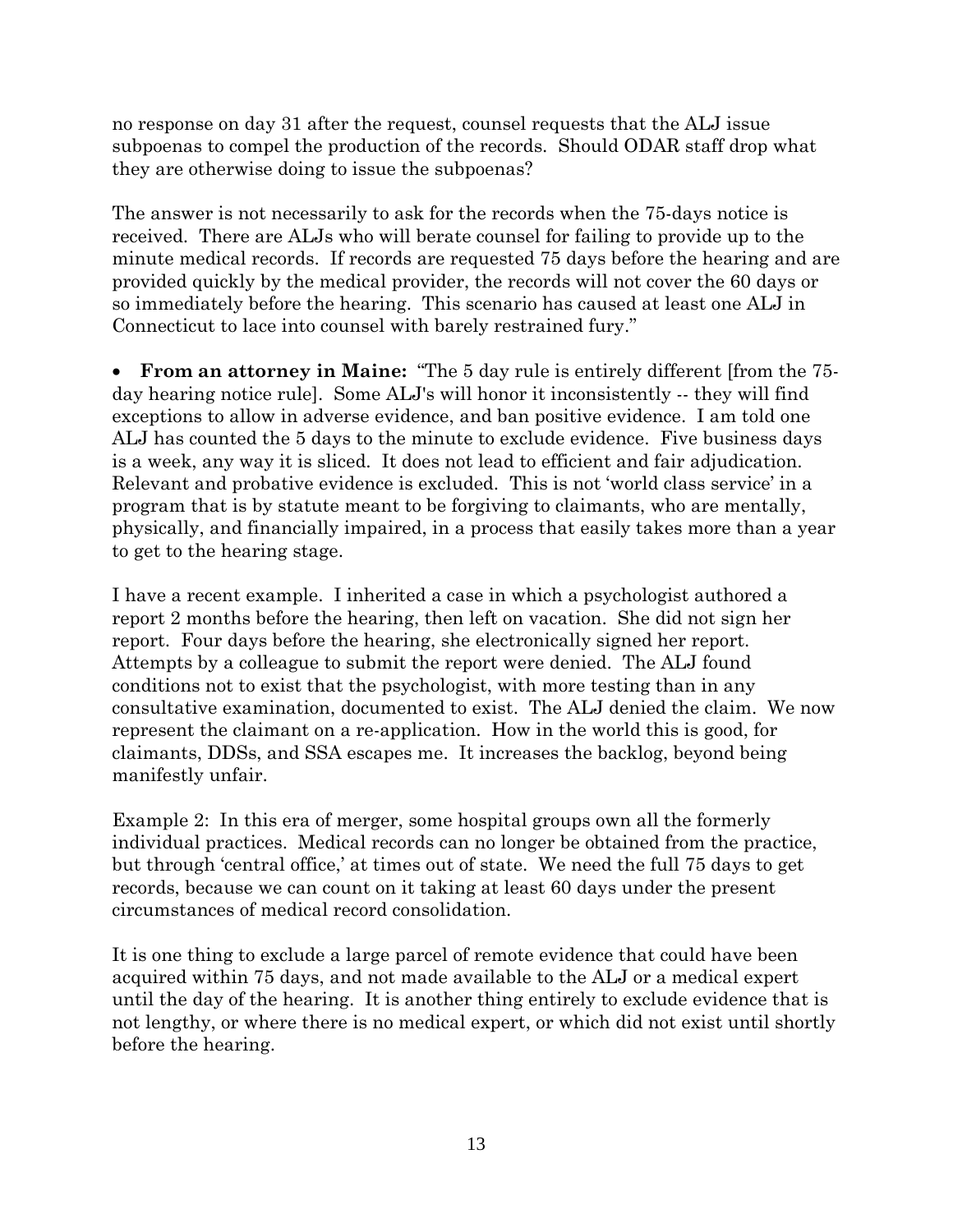no response on day 31 after the request, counsel requests that the ALJ issue subpoenas to compel the production of the records. Should ODAR staff drop what they are otherwise doing to issue the subpoenas?

The answer is not necessarily to ask for the records when the 75-days notice is received. There are ALJs who will berate counsel for failing to provide up to the minute medical records. If records are requested 75 days before the hearing and are provided quickly by the medical provider, the records will not cover the 60 days or so immediately before the hearing. This scenario has caused at least one ALJ in Connecticut to lace into counsel with barely restrained fury."

- **From an attorney in Maine:** "The 5 day rule is entirely different [from the 75-day hearing notice rule]. Some ALJ's will honor it inconsistently -- they will find exceptions to allow in adverse evidence, and ban positive evidence. I am told one ALJ has counted the 5 days to the minute to exclude evidence. Five business days is a week, any way it is sliced. It does not lead to efficient and fair adjudication. Relevant and probative evidence is excluded. This is not 'world class service' in a program that is by statute meant to be forgiving to claimants, who are mentally, physically, and financially impaired, in a process that easily takes more than a year to get to the hearing stage.

I have a recent example. I inherited a case in which a psychologist authored a report 2 months before the hearing, then left on vacation. She did not sign her report. Four days before the hearing, she electronically signed her report. Attempts by a colleague to submit the report were denied. The ALJ found conditions not to exist that the psychologist, with more testing than in any consultative examination, documented to exist. The ALJ denied the claim. We now represent the claimant on a re-application. How in the world this is good, for claimants, DDSs, and SSA escapes me. It increases the backlog, beyond being manifestly unfair.

Example 2: In this era of merger, some hospital groups own all the formerly individual practices. Medical records can no longer be obtained from the practice, but through 'central office,' at times out of state. We need the full 75 days to get records, because we can count on it taking at least 60 days under the present circumstances of medical record consolidation.

It is one thing to exclude a large parcel of remote evidence that could have been acquired within 75 days, and not made available to the ALJ or a medical expert until the day of the hearing. It is another thing entirely to exclude evidence that is not lengthy, or where there is no medical expert, or which did not exist until shortly before the hearing.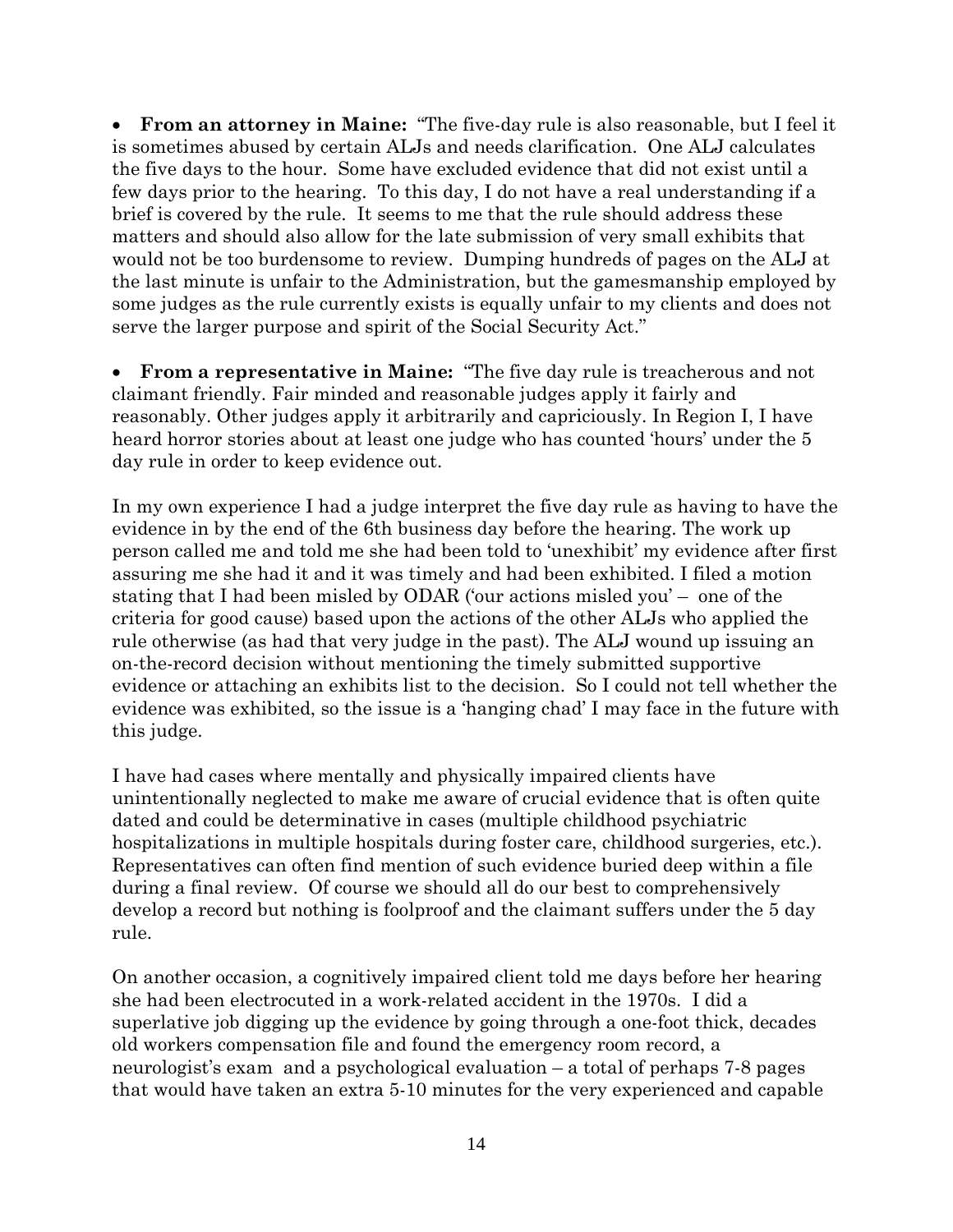- **From an attorney in Maine:** "The five-day rule is also reasonable, but I feel it is sometimes abused by certain ALJs and needs clarification. One ALJ calculates the five days to the hour. Some have excluded evidence that did not exist until a few days prior to the hearing. To this day, I do not have a real understanding if a brief is covered by the rule. It seems to me that the rule should address these matters and should also allow for the late submission of very small exhibits that would not be too burdensome to review. Dumping hundreds of pages on the ALJ at the last minute is unfair to the Administration, but the gamesmanship employed by some judges as the rule currently exists is equally unfair to my clients and does not serve the larger purpose and spirit of the Social Security Act."

- **From a representative in Maine:** "The five day rule is treacherous and not claimant friendly. Fair minded and reasonable judges apply it fairly and reasonably. Other judges apply it arbitrarily and capriciously. In Region I, I have heard horror stories about at least one judge who has counted 'hours' under the 5 day rule in order to keep evidence out.

In my own experience I had a judge interpret the five day rule as having to have the evidence in by the end of the 6th business day before the hearing. The work up person called me and told me she had been told to 'unexhibit' my evidence after first assuring me she had it and it was timely and had been exhibited. I filed a motion stating that I had been misled by ODAR ('our actions misled you' – one of the criteria for good cause) based upon the actions of the other ALJs who applied the rule otherwise (as had that very judge in the past). The ALJ wound up issuing an on-the-record decision without mentioning the timely submitted supportive evidence or attaching an exhibits list to the decision. So I could not tell whether the evidence was exhibited, so the issue is a 'hanging chad' I may face in the future with this judge.

I have had cases where mentally and physically impaired clients have unintentionally neglected to make me aware of crucial evidence that is often quite dated and could be determinative in cases (multiple childhood psychiatric hospitalizations in multiple hospitals during foster care, childhood surgeries, etc.). Representatives can often find mention of such evidence buried deep within a file during a final review. Of course we should all do our best to comprehensively develop a record but nothing is foolproof and the claimant suffers under the 5 day rule.

On another occasion, a cognitively impaired client told me days before her hearing she had been electrocuted in a work-related accident in the 1970s. I did a superlative job digging up the evidence by going through a one-foot thick, decades old workers compensation file and found the emergency room record, a neurologist's exam and a psychological evaluation – a total of perhaps 7-8 pages that would have taken an extra 5-10 minutes for the very experienced and capable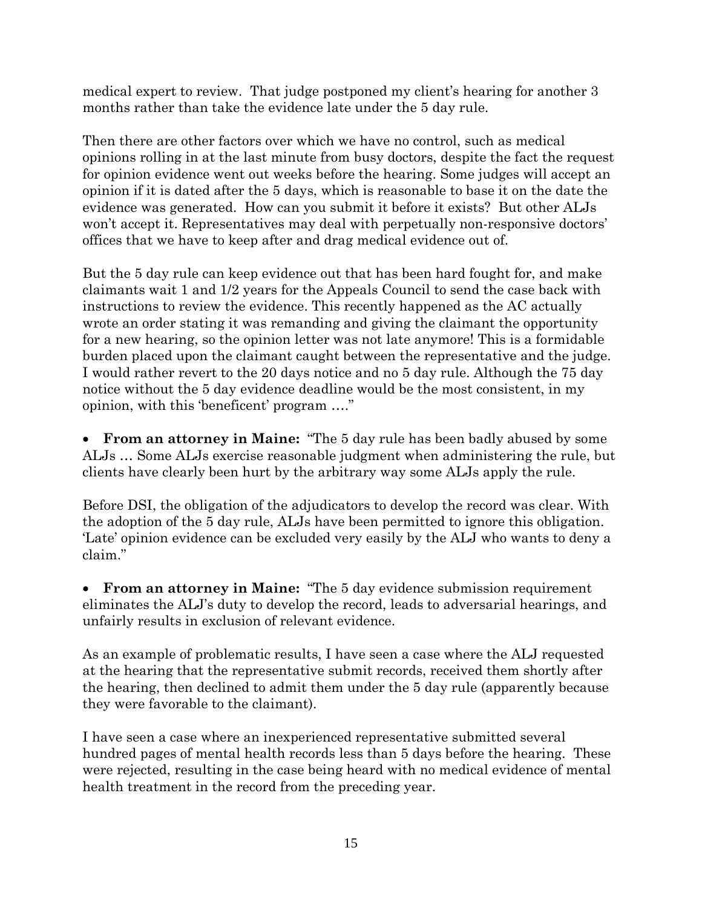medical expert to review. That judge postponed my client's hearing for another 3 months rather than take the evidence late under the 5 day rule.

Then there are other factors over which we have no control, such as medical opinions rolling in at the last minute from busy doctors, despite the fact the request for opinion evidence went out weeks before the hearing. Some judges will accept an opinion if it is dated after the 5 days, which is reasonable to base it on the date the evidence was generated. How can you submit it before it exists? But other ALJs won't accept it. Representatives may deal with perpetually non-responsive doctors' offices that we have to keep after and drag medical evidence out of.

But the 5 day rule can keep evidence out that has been hard fought for, and make claimants wait 1 and 1/2 years for the Appeals Council to send the case back with instructions to review the evidence. This recently happened as the AC actually wrote an order stating it was remanding and giving the claimant the opportunity for a new hearing, so the opinion letter was not late anymore! This is a formidable burden placed upon the claimant caught between the representative and the judge. I would rather revert to the 20 days notice and no 5 day rule. Although the 75 day notice without the 5 day evidence deadline would be the most consistent, in my opinion, with this 'beneficent' program …."

- **From an attorney in Maine:** "The 5 day rule has been badly abused by some ALJs … Some ALJs exercise reasonable judgment when administering the rule, but clients have clearly been hurt by the arbitrary way some ALJs apply the rule.

Before DSI, the obligation of the adjudicators to develop the record was clear. With the adoption of the 5 day rule, ALJs have been permitted to ignore this obligation. 'Late' opinion evidence can be excluded very easily by the ALJ who wants to deny a claim."

- **From an attorney in Maine:** "The 5 day evidence submission requirement eliminates the ALJ's duty to develop the record, leads to adversarial hearings, and unfairly results in exclusion of relevant evidence.

As an example of problematic results, I have seen a case where the ALJ requested at the hearing that the representative submit records, received them shortly after the hearing, then declined to admit them under the 5 day rule (apparently because they were favorable to the claimant).

I have seen a case where an inexperienced representative submitted several hundred pages of mental health records less than 5 days before the hearing. These were rejected, resulting in the case being heard with no medical evidence of mental health treatment in the record from the preceding year.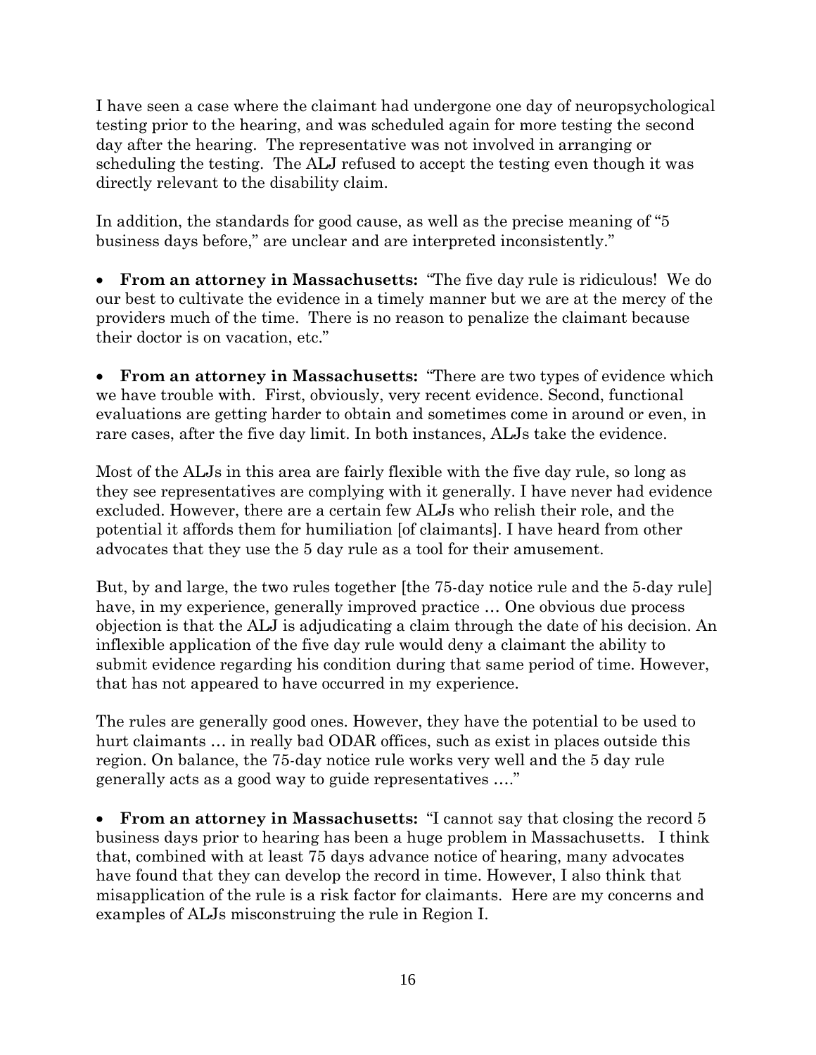I have seen a case where the claimant had undergone one day of neuropsychological testing prior to the hearing, and was scheduled again for more testing the second day after the hearing. The representative was not involved in arranging or scheduling the testing. The ALJ refused to accept the testing even though it was directly relevant to the disability claim.

In addition, the standards for good cause, as well as the precise meaning of "5 business days before," are unclear and are interpreted inconsistently."

- **From an attorney in Massachusetts:** "The five day rule is ridiculous! We do our best to cultivate the evidence in a timely manner but we are at the mercy of the providers much of the time. There is no reason to penalize the claimant because their doctor is on vacation, etc."

- **From an attorney in Massachusetts:** "There are two types of evidence which we have trouble with. First, obviously, very recent evidence. Second, functional evaluations are getting harder to obtain and sometimes come in around or even, in rare cases, after the five day limit. In both instances, ALJs take the evidence.

Most of the ALJs in this area are fairly flexible with the five day rule, so long as they see representatives are complying with it generally. I have never had evidence excluded. However, there are a certain few ALJs who relish their role, and the potential it affords them for humiliation [of claimants]. I have heard from other advocates that they use the 5 day rule as a tool for their amusement.

But, by and large, the two rules together [the 75-day notice rule and the 5-day rule] have, in my experience, generally improved practice … One obvious due process objection is that the ALJ is adjudicating a claim through the date of his decision. An inflexible application of the five day rule would deny a claimant the ability to submit evidence regarding his condition during that same period of time. However, that has not appeared to have occurred in my experience.

The rules are generally good ones. However, they have the potential to be used to hurt claimants … in really bad ODAR offices, such as exist in places outside this region. On balance, the 75-day notice rule works very well and the 5 day rule generally acts as a good way to guide representatives …."

- **From an attorney in Massachusetts:** "I cannot say that closing the record 5 business days prior to hearing has been a huge problem in Massachusetts. I think that, combined with at least 75 days advance notice of hearing, many advocates have found that they can develop the record in time. However, I also think that misapplication of the rule is a risk factor for claimants. Here are my concerns and examples of ALJs misconstruing the rule in Region I.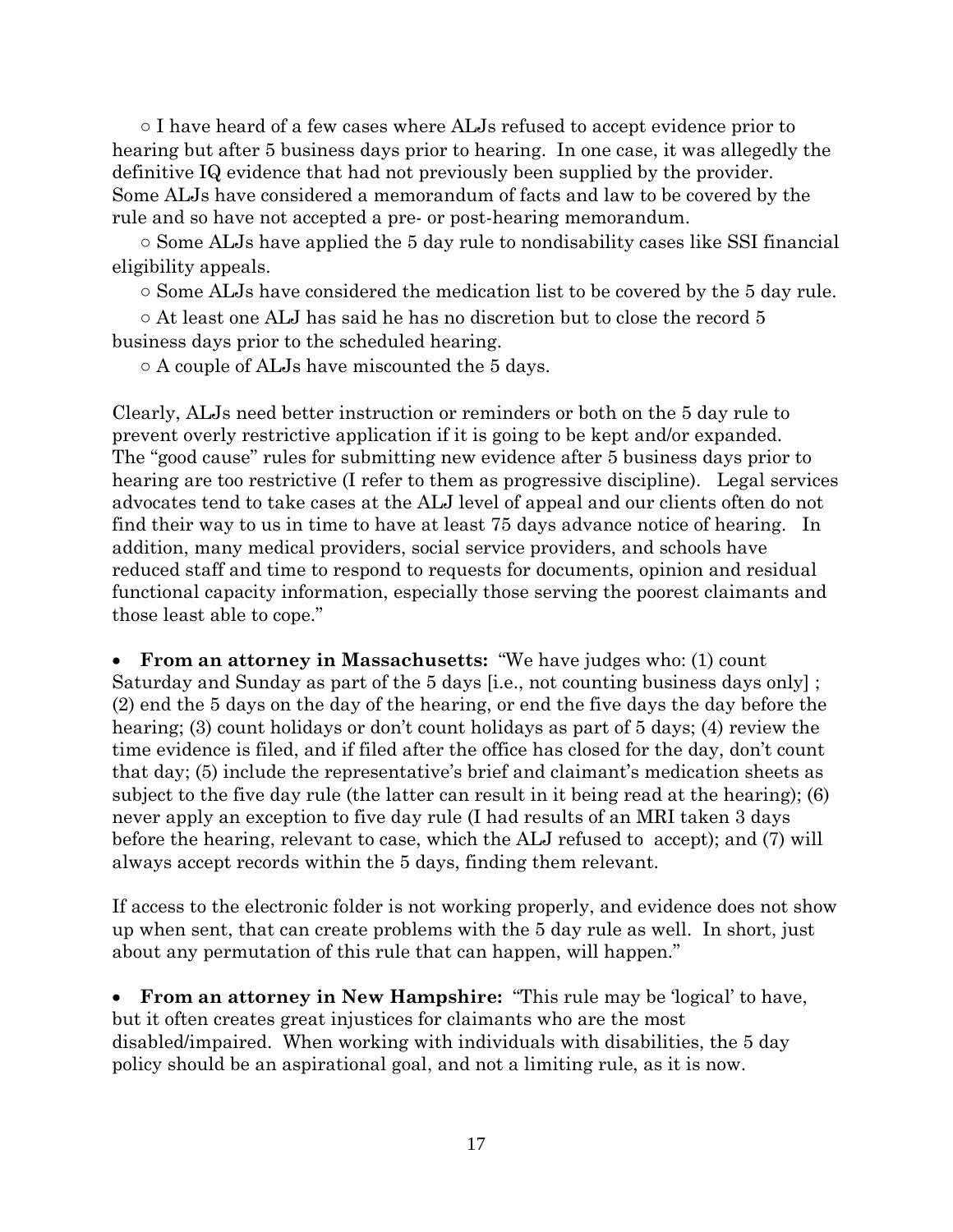○ I have heard of a few cases where ALJs refused to accept evidence prior to hearing but after 5 business days prior to hearing. In one case, it was allegedly the definitive IQ evidence that had not previously been supplied by the provider. Some ALJs have considered a memorandum of facts and law to be covered by the rule and so have not accepted a pre- or post-hearing memorandum.

○ Some ALJs have applied the 5 day rule to nondisability cases like SSI financial eligibility appeals.

○ Some ALJs have considered the medication list to be covered by the 5 day rule.

○ At least one ALJ has said he has no discretion but to close the record 5 business days prior to the scheduled hearing.

○ A couple of ALJs have miscounted the 5 days.

Clearly, ALJs need better instruction or reminders or both on the 5 day rule to prevent overly restrictive application if it is going to be kept and/or expanded. The "good cause" rules for submitting new evidence after 5 business days prior to hearing are too restrictive (I refer to them as progressive discipline). Legal services advocates tend to take cases at the ALJ level of appeal and our clients often do not find their way to us in time to have at least 75 days advance notice of hearing. In addition, many medical providers, social service providers, and schools have reduced staff and time to respond to requests for documents, opinion and residual functional capacity information, especially those serving the poorest claimants and those least able to cope."

- **From an attorney in Massachusetts:** "We have judges who: (1) count Saturday and Sunday as part of the 5 days [i.e., not counting business days only] ; (2) end the 5 days on the day of the hearing, or end the five days the day before the hearing; (3) count holidays or don't count holidays as part of 5 days; (4) review the time evidence is filed, and if filed after the office has closed for the day, don't count that day; (5) include the representative's brief and claimant's medication sheets as subject to the five day rule (the latter can result in it being read at the hearing); (6) never apply an exception to five day rule (I had results of an MRI taken 3 days before the hearing, relevant to case, which the ALJ refused to accept); and (7) will always accept records within the 5 days, finding them relevant.

If access to the electronic folder is not working properly, and evidence does not show up when sent, that can create problems with the 5 day rule as well. In short, just about any permutation of this rule that can happen, will happen."

- **From an attorney in New Hampshire:** "This rule may be 'logical' to have, but it often creates great injustices for claimants who are the most disabled/impaired. When working with individuals with disabilities, the 5 day policy should be an aspirational goal, and not a limiting rule, as it is now.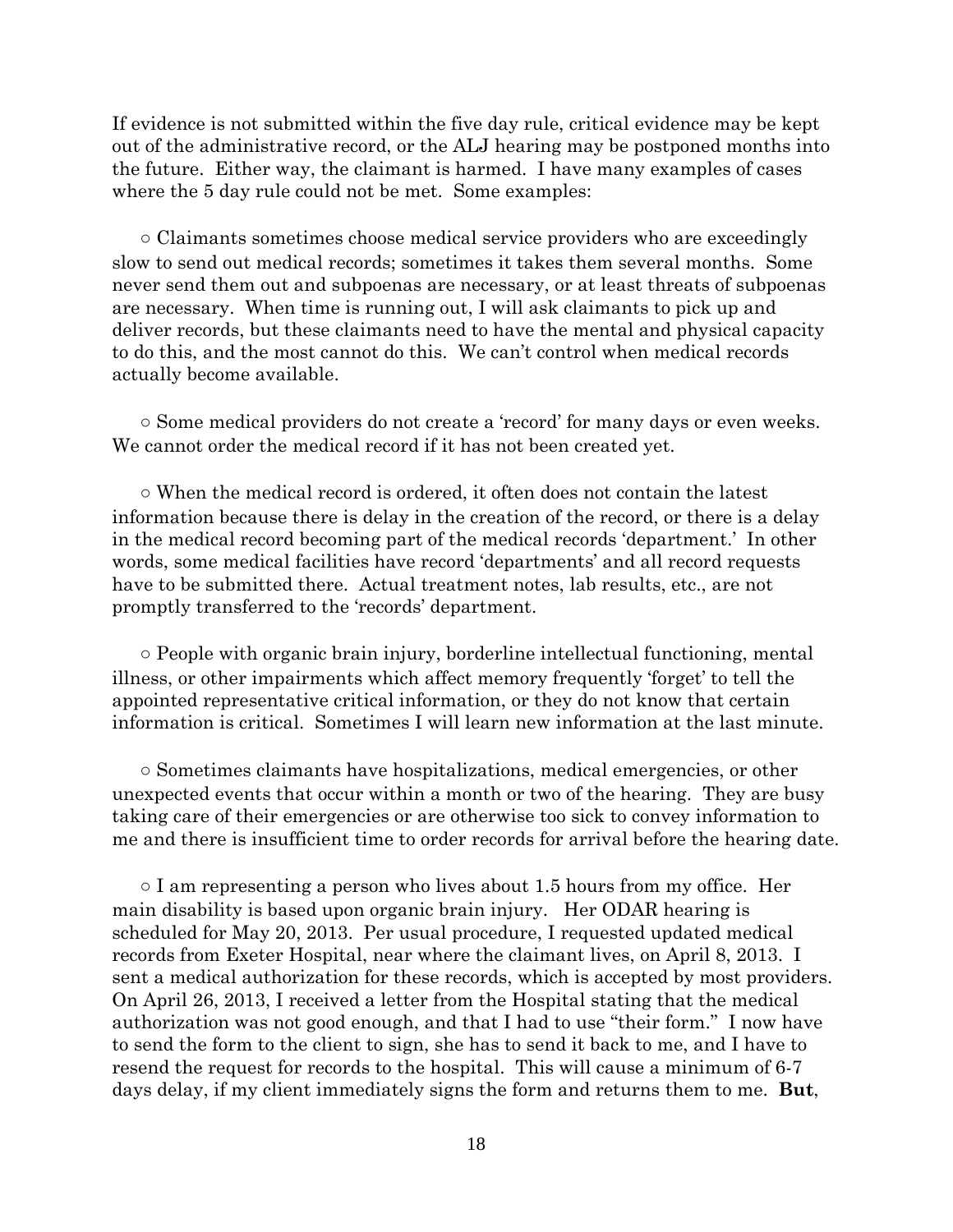If evidence is not submitted within the five day rule, critical evidence may be kept out of the administrative record, or the ALJ hearing may be postponed months into the future. Either way, the claimant is harmed. I have many examples of cases where the 5 day rule could not be met. Some examples:

○ Claimants sometimes choose medical service providers who are exceedingly slow to send out medical records; sometimes it takes them several months. Some never send them out and subpoenas are necessary, or at least threats of subpoenas are necessary. When time is running out, I will ask claimants to pick up and deliver records, but these claimants need to have the mental and physical capacity to do this, and the most cannot do this. We can't control when medical records actually become available.

○ Some medical providers do not create a 'record' for many days or even weeks. We cannot order the medical record if it has not been created yet.

○ When the medical record is ordered, it often does not contain the latest information because there is delay in the creation of the record, or there is a delay in the medical record becoming part of the medical records 'department.' In other words, some medical facilities have record 'departments' and all record requests have to be submitted there. Actual treatment notes, lab results, etc., are not promptly transferred to the 'records' department.

○ People with organic brain injury, borderline intellectual functioning, mental illness, or other impairments which affect memory frequently 'forget' to tell the appointed representative critical information, or they do not know that certain information is critical. Sometimes I will learn new information at the last minute.

○ Sometimes claimants have hospitalizations, medical emergencies, or other unexpected events that occur within a month or two of the hearing. They are busy taking care of their emergencies or are otherwise too sick to convey information to me and there is insufficient time to order records for arrival before the hearing date.

○ I am representing a person who lives about 1.5 hours from my office. Her main disability is based upon organic brain injury. Her ODAR hearing is scheduled for May 20, 2013. Per usual procedure, I requested updated medical records from Exeter Hospital, near where the claimant lives, on April 8, 2013. I sent a medical authorization for these records, which is accepted by most providers. On April 26, 2013, I received a letter from the Hospital stating that the medical authorization was not good enough, and that I had to use "their form." I now have to send the form to the client to sign, she has to send it back to me, and I have to resend the request for records to the hospital. This will cause a minimum of 6-7 days delay, if my client immediately signs the form and returns them to me. **But**,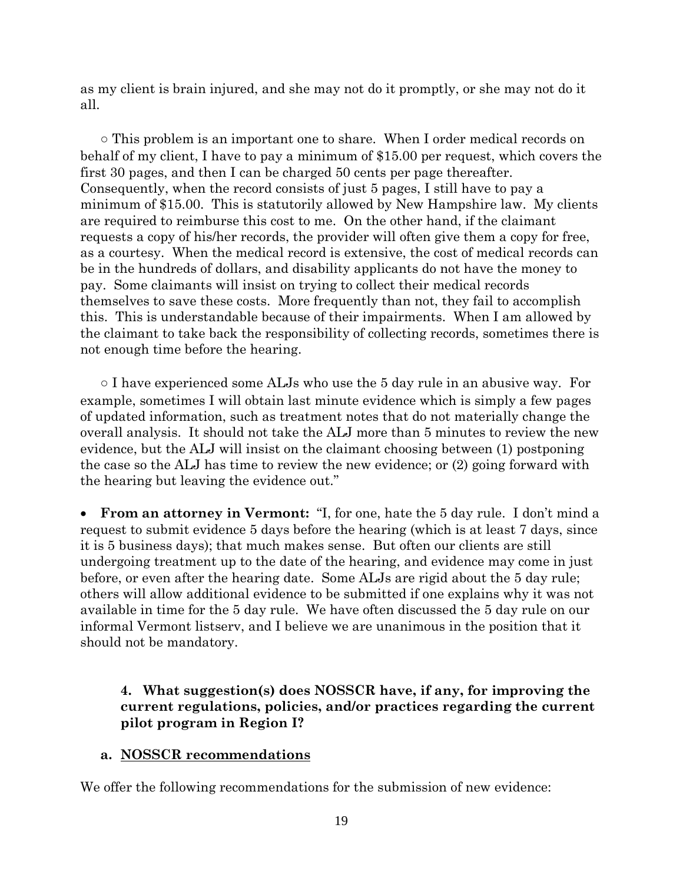as my client is brain injured, and she may not do it promptly, or she may not do it all.

○ This problem is an important one to share. When I order medical records on behalf of my client, I have to pay a minimum of $15.00 per request, which covers the first 30 pages, and then I can be charged 50 cents per page thereafter. Consequently, when the record consists of just 5 pages, I still have to pay a minimum of $15.00. This is statutorily allowed by New Hampshire law. My clients are required to reimburse this cost to me. On the other hand, if the claimant requests a copy of his/her records, the provider will often give them a copy for free, as a courtesy. When the medical record is extensive, the cost of medical records can be in the hundreds of dollars, and disability applicants do not have the money to pay. Some claimants will insist on trying to collect their medical records themselves to save these costs. More frequently than not, they fail to accomplish this. This is understandable because of their impairments. When I am allowed by the claimant to take back the responsibility of collecting records, sometimes there is not enough time before the hearing.

○ I have experienced some ALJs who use the 5 day rule in an abusive way. For example, sometimes I will obtain last minute evidence which is simply a few pages of updated information, such as treatment notes that do not materially change the overall analysis. It should not take the ALJ more than 5 minutes to review the new evidence, but the ALJ will insist on the claimant choosing between (1) postponing the case so the ALJ has time to review the new evidence; or (2) going forward with the hearing but leaving the evidence out."

- **From an attorney in Vermont:** "I, for one, hate the 5 day rule. I don't mind a request to submit evidence 5 days before the hearing (which is at least 7 days, since it is 5 business days); that much makes sense. But often our clients are still undergoing treatment up to the date of the hearing, and evidence may come in just before, or even after the hearing date. Some ALJs are rigid about the 5 day rule; others will allow additional evidence to be submitted if one explains why it was not available in time for the 5 day rule. We have often discussed the 5 day rule on our informal Vermont listserv, and I believe we are unanimous in the position that it should not be mandatory.

### 4. What suggestion(s) does NOSSCR have, if any, for improving the current regulations, policies, and/or practices regarding the current pilot program in Region I?

#### a. <u>NOSSCR recommendations</u>

We offer the following recommendations for the submission of new evidence: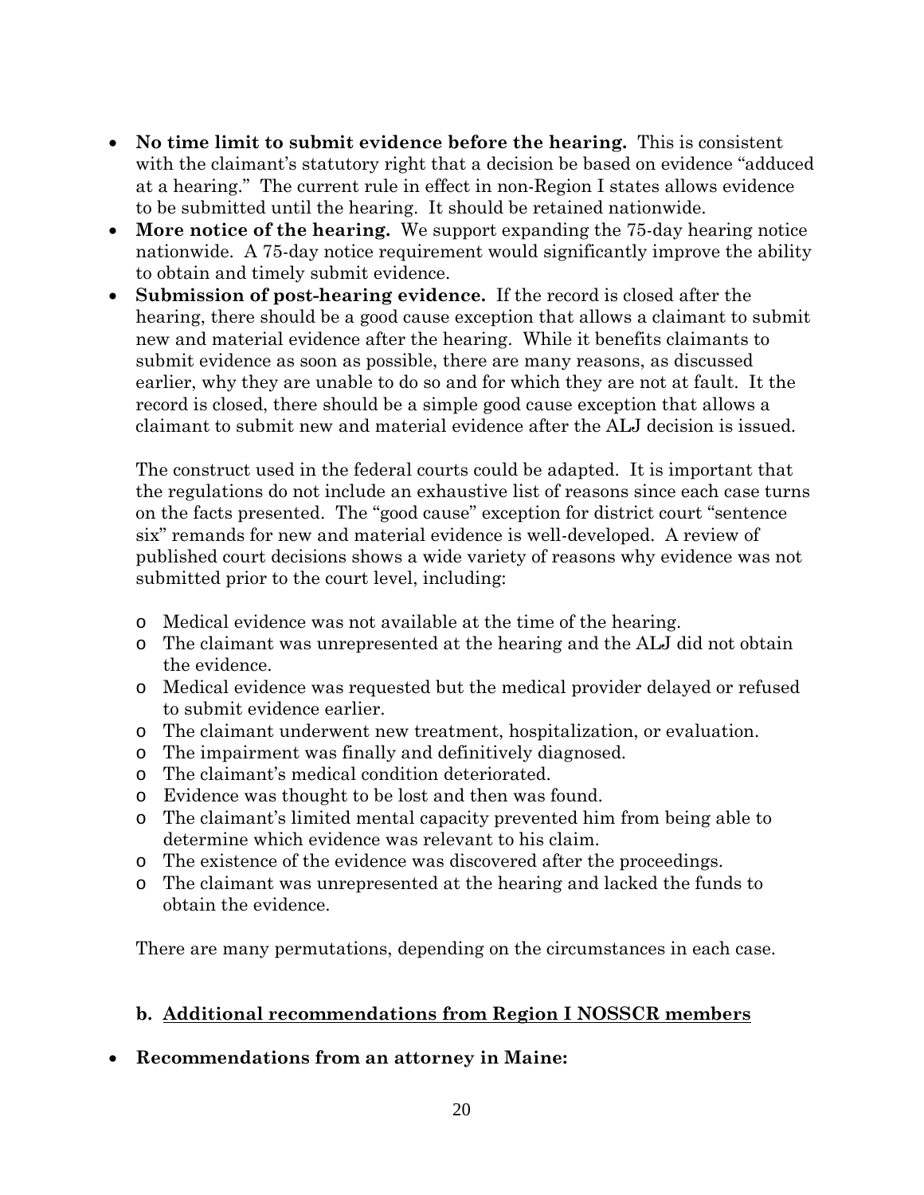- **No time limit to submit evidence before the hearing.** This is consistent with the claimant's statutory right that a decision be based on evidence "adduced at a hearing." The current rule in effect in non-Region I states allows evidence to be submitted until the hearing. It should be retained nationwide.
- **More notice of the hearing.** We support expanding the 75-day hearing notice nationwide. A 75-day notice requirement would significantly improve the ability to obtain and timely submit evidence.
- **Submission of post-hearing evidence.** If the record is closed after the hearing, there should be a good cause exception that allows a claimant to submit new and material evidence after the hearing. While it benefits claimants to submit evidence as soon as possible, there are many reasons, as discussed earlier, why they are unable to do so and for which they are not at fault. It the record is closed, there should be a simple good cause exception that allows a claimant to submit new and material evidence after the ALJ decision is issued.

  The construct used in the federal courts could be adapted. It is important that the regulations do not include an exhaustive list of reasons since each case turns on the facts presented. The "good cause" exception for district court "sentence six" remands for new and material evidence is well-developed. A review of published court decisions shows a wide variety of reasons why evidence was not submitted prior to the court level, including:

  - Medical evidence was not available at the time of the hearing.
  - The claimant was unrepresented at the hearing and the ALJ did not obtain the evidence.
  - Medical evidence was requested but the medical provider delayed or refused to submit evidence earlier.
  - The claimant underwent new treatment, hospitalization, or evaluation.
  - The impairment was finally and definitively diagnosed.
  - The claimant's medical condition deteriorated.
  - Evidence was thought to be lost and then was found.
  - The claimant's limited mental capacity prevented him from being able to determine which evidence was relevant to his claim.
  - The existence of the evidence was discovered after the proceedings.
  - The claimant was unrepresented at the hearing and lacked the funds to obtain the evidence.

  There are many permutations, depending on the circumstances in each case.

### b. <u>Additional recommendations from Region I NOSSCR members</u>

- **Recommendations from an attorney in Maine:**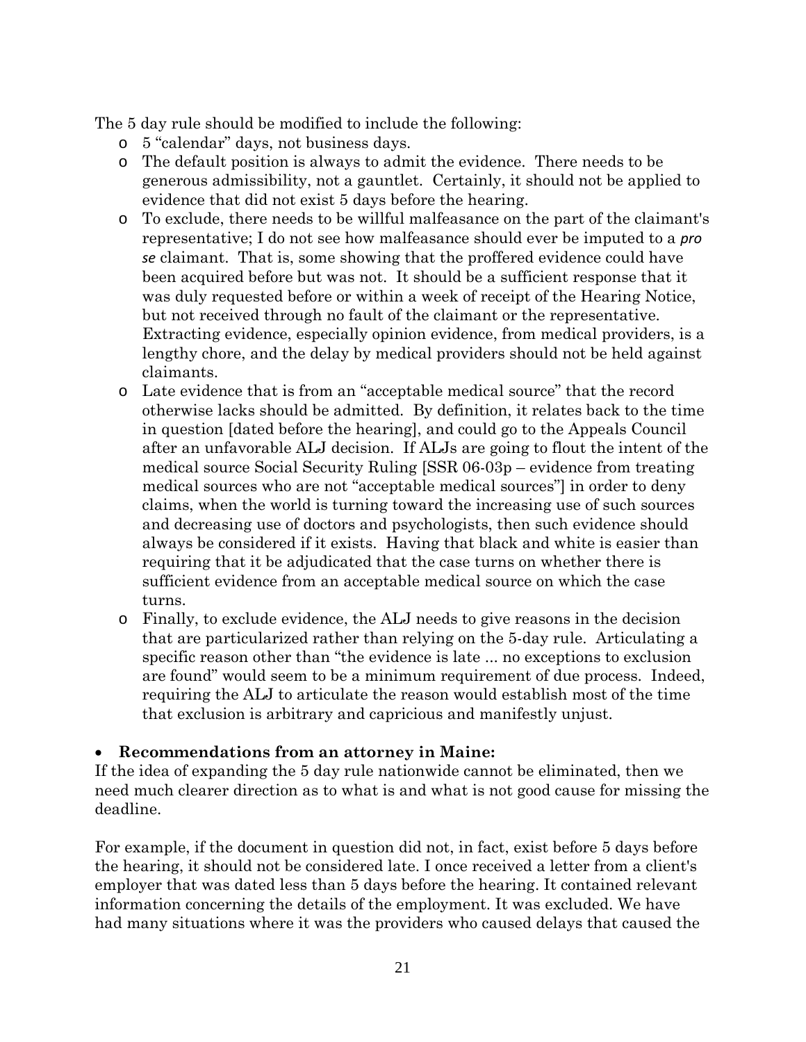The 5 day rule should be modified to include the following:

- 5 "calendar" days, not business days.
- The default position is always to admit the evidence. There needs to be generous admissibility, not a gauntlet. Certainly, it should not be applied to evidence that did not exist 5 days before the hearing.
- To exclude, there needs to be willful malfeasance on the part of the claimant's representative; I do not see how malfeasance should ever be imputed to a *pro se* claimant. That is, some showing that the proffered evidence could have been acquired before but was not. It should be a sufficient response that it was duly requested before or within a week of receipt of the Hearing Notice, but not received through no fault of the claimant or the representative. Extracting evidence, especially opinion evidence, from medical providers, is a lengthy chore, and the delay by medical providers should not be held against claimants.
- Late evidence that is from an "acceptable medical source" that the record otherwise lacks should be admitted. By definition, it relates back to the time in question [dated before the hearing], and could go to the Appeals Council after an unfavorable ALJ decision. If ALJs are going to flout the intent of the medical source Social Security Ruling [SSR 06-03p – evidence from treating medical sources who are not "acceptable medical sources"] in order to deny claims, when the world is turning toward the increasing use of such sources and decreasing use of doctors and psychologists, then such evidence should always be considered if it exists. Having that black and white is easier than requiring that it be adjudicated that the case turns on whether there is sufficient evidence from an acceptable medical source on which the case turns.
- Finally, to exclude evidence, the ALJ needs to give reasons in the decision that are particularized rather than relying on the 5-day rule. Articulating a specific reason other than "the evidence is late ... no exceptions to exclusion are found" would seem to be a minimum requirement of due process. Indeed, requiring the ALJ to articulate the reason would establish most of the time that exclusion is arbitrary and capricious and manifestly unjust.

- **Recommendations from an attorney in Maine:**

If the idea of expanding the 5 day rule nationwide cannot be eliminated, then we need much clearer direction as to what is and what is not good cause for missing the deadline.

For example, if the document in question did not, in fact, exist before 5 days before the hearing, it should not be considered late. I once received a letter from a client's employer that was dated less than 5 days before the hearing. It contained relevant information concerning the details of the employment. It was excluded. We have had many situations where it was the providers who caused delays that caused the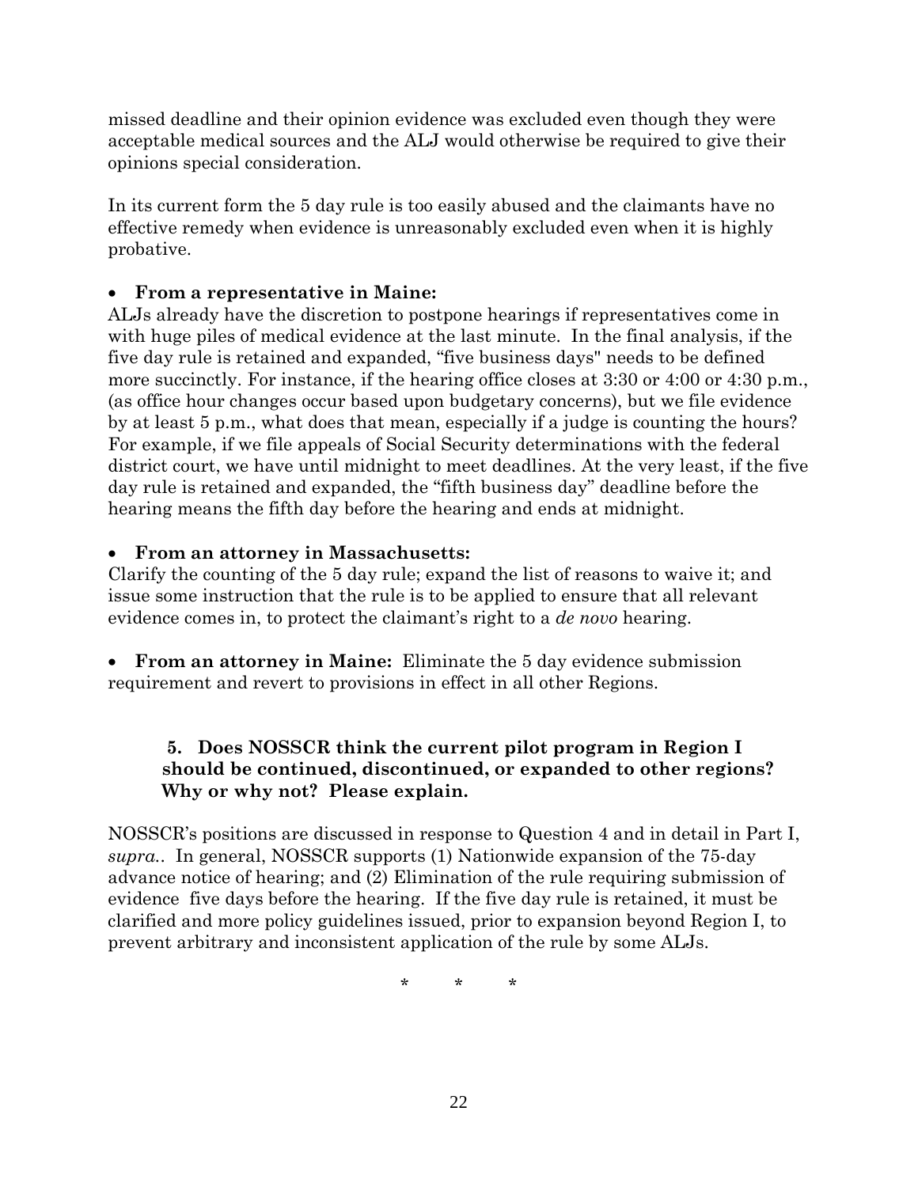missed deadline and their opinion evidence was excluded even though they were acceptable medical sources and the ALJ would otherwise be required to give their opinions special consideration.

In its current form the 5 day rule is too easily abused and the claimants have no effective remedy when evidence is unreasonably excluded even when it is highly probative.

- **From a representative in Maine:**

ALJs already have the discretion to postpone hearings if representatives come in with huge piles of medical evidence at the last minute. In the final analysis, if the five day rule is retained and expanded, "five business days" needs to be defined more succinctly. For instance, if the hearing office closes at 3:30 or 4:00 or 4:30 p.m., (as office hour changes occur based upon budgetary concerns), but we file evidence by at least 5 p.m., what does that mean, especially if a judge is counting the hours? For example, if we file appeals of Social Security determinations with the federal district court, we have until midnight to meet deadlines. At the very least, if the five day rule is retained and expanded, the "fifth business day" deadline before the hearing means the fifth day before the hearing and ends at midnight.

- **From an attorney in Massachusetts:**

Clarify the counting of the 5 day rule; expand the list of reasons to waive it; and issue some instruction that the rule is to be applied to ensure that all relevant evidence comes in, to protect the claimant's right to a *de novo* hearing.

- **From an attorney in Maine:** Eliminate the 5 day evidence submission requirement and revert to provisions in effect in all other Regions.

**5. Does NOSSCR think the current pilot program in Region I should be continued, discontinued, or expanded to other regions? Why or why not? Please explain.**

NOSSCR's positions are discussed in response to Question 4 and in detail in Part I, *supra.*. In general, NOSSCR supports (1) Nationwide expansion of the 75-day advance notice of hearing; and (2) Elimination of the rule requiring submission of evidence five days before the hearing. If the five day rule is retained, it must be clarified and more policy guidelines issued, prior to expansion beyond Region I, to prevent arbitrary and inconsistent application of the rule by some ALJs.

\* \* \*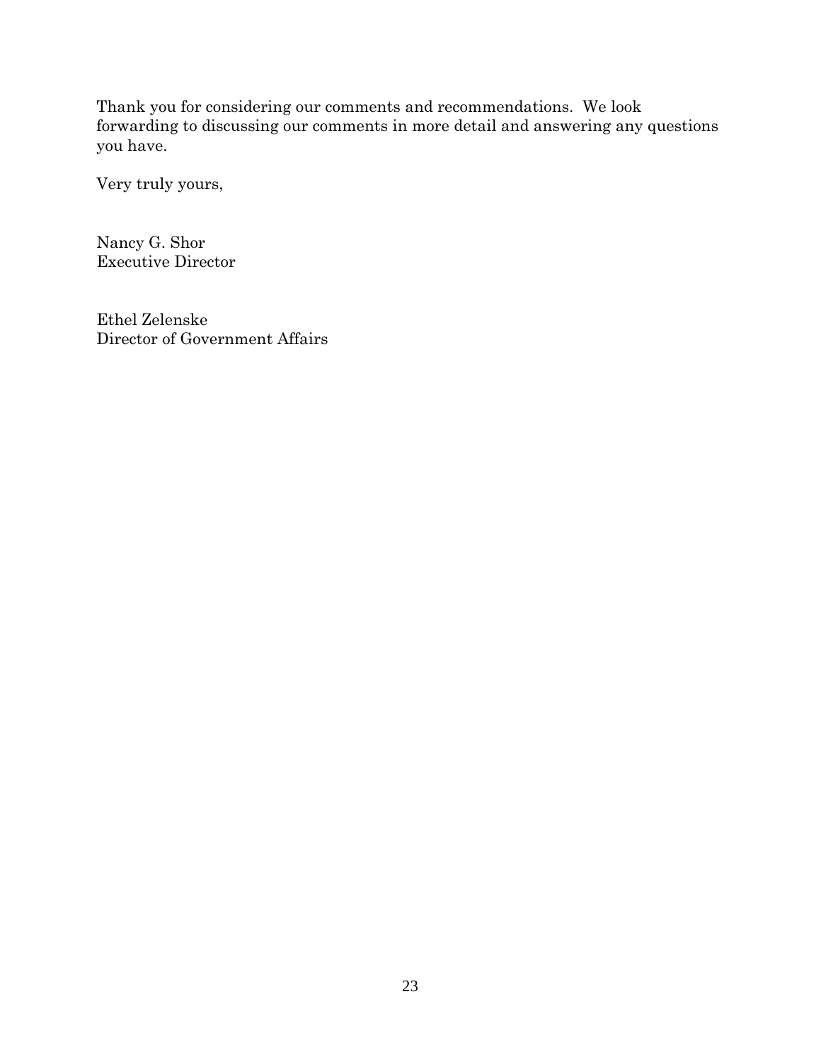Thank you for considering our comments and recommendations. We look forwarding to discussing our comments in more detail and answering any questions you have.

Very truly yours,

Nancy G. Shor
Executive Director

Ethel Zelenske
Director of Government Affairs